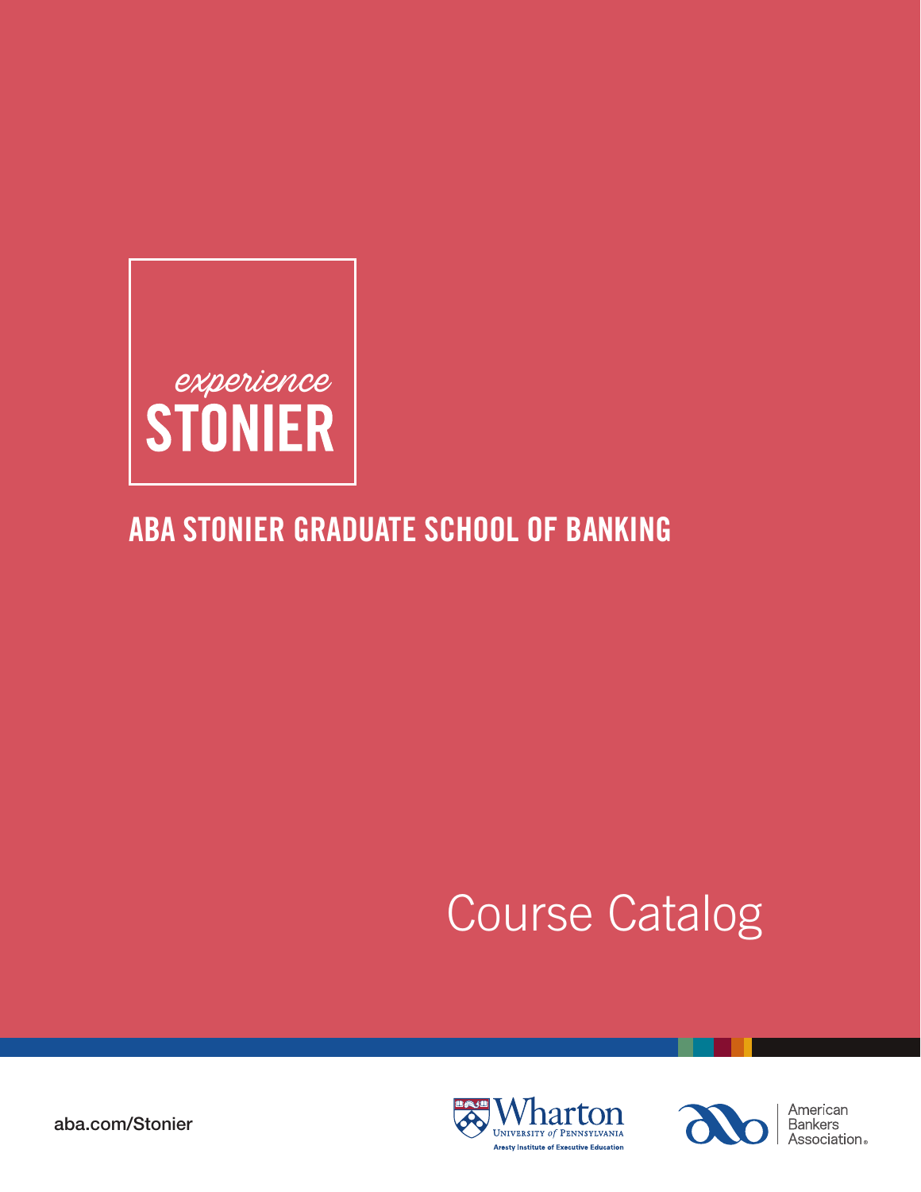*experience*
# STONIER

## ABA STONIER GRADUATE SCHOOL OF BANKING

# Course Catalog

aba.com/Stonier

Wharton UNIVERSITY of PENNSYLVANIA
Aresty Institute of Executive Education

American Bankers Association®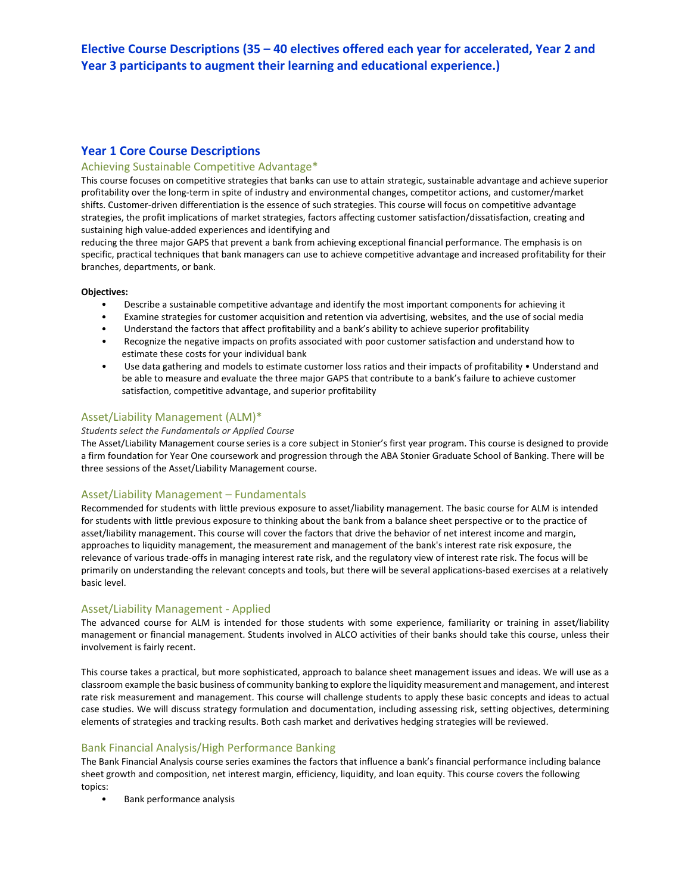## Elective Course Descriptions (35 – 40 electives offered each year for accelerated, Year 2 and Year 3 participants to augment their learning and educational experience.)

## Year 1 Core Course Descriptions

### Achieving Sustainable Competitive Advantage*

This course focuses on competitive strategies that banks can use to attain strategic, sustainable advantage and achieve superior profitability over the long-term in spite of industry and environmental changes, competitor actions, and customer/market shifts. Customer-driven differentiation is the essence of such strategies. This course will focus on competitive advantage strategies, the profit implications of market strategies, factors affecting customer satisfaction/dissatisfaction, creating and sustaining high value-added experiences and identifying and reducing the three major GAPS that prevent a bank from achieving exceptional financial performance. The emphasis is on specific, practical techniques that bank managers can use to achieve competitive advantage and increased profitability for their branches, departments, or bank.

**Objectives:**

- Describe a sustainable competitive advantage and identify the most important components for achieving it
- Examine strategies for customer acquisition and retention via advertising, websites, and the use of social media
- Understand the factors that affect profitability and a bank's ability to achieve superior profitability
- Recognize the negative impacts on profits associated with poor customer satisfaction and understand how to estimate these costs for your individual bank
- Use data gathering and models to estimate customer loss ratios and their impacts of profitability • Understand and be able to measure and evaluate the three major GAPS that contribute to a bank's failure to achieve customer satisfaction, competitive advantage, and superior profitability

### Asset/Liability Management (ALM)*

*Students select the Fundamentals or Applied Course*

The Asset/Liability Management course series is a core subject in Stonier's first year program. This course is designed to provide a firm foundation for Year One coursework and progression through the ABA Stonier Graduate School of Banking. There will be three sessions of the Asset/Liability Management course.

### Asset/Liability Management – Fundamentals

Recommended for students with little previous exposure to asset/liability management. The basic course for ALM is intended for students with little previous exposure to thinking about the bank from a balance sheet perspective or to the practice of asset/liability management. This course will cover the factors that drive the behavior of net interest income and margin, approaches to liquidity management, the measurement and management of the bank's interest rate risk exposure, the relevance of various trade-offs in managing interest rate risk, and the regulatory view of interest rate risk. The focus will be primarily on understanding the relevant concepts and tools, but there will be several applications-based exercises at a relatively basic level.

### Asset/Liability Management - Applied

The advanced course for ALM is intended for those students with some experience, familiarity or training in asset/liability management or financial management. Students involved in ALCO activities of their banks should take this course, unless their involvement is fairly recent.

This course takes a practical, but more sophisticated, approach to balance sheet management issues and ideas. We will use as a classroom example the basic business of community banking to explore the liquidity measurement and management, and interest rate risk measurement and management. This course will challenge students to apply these basic concepts and ideas to actual case studies. We will discuss strategy formulation and documentation, including assessing risk, setting objectives, determining elements of strategies and tracking results. Both cash market and derivatives hedging strategies will be reviewed.

### Bank Financial Analysis/High Performance Banking

The Bank Financial Analysis course series examines the factors that influence a bank's financial performance including balance sheet growth and composition, net interest margin, efficiency, liquidity, and loan equity. This course covers the following topics:

- Bank performance analysis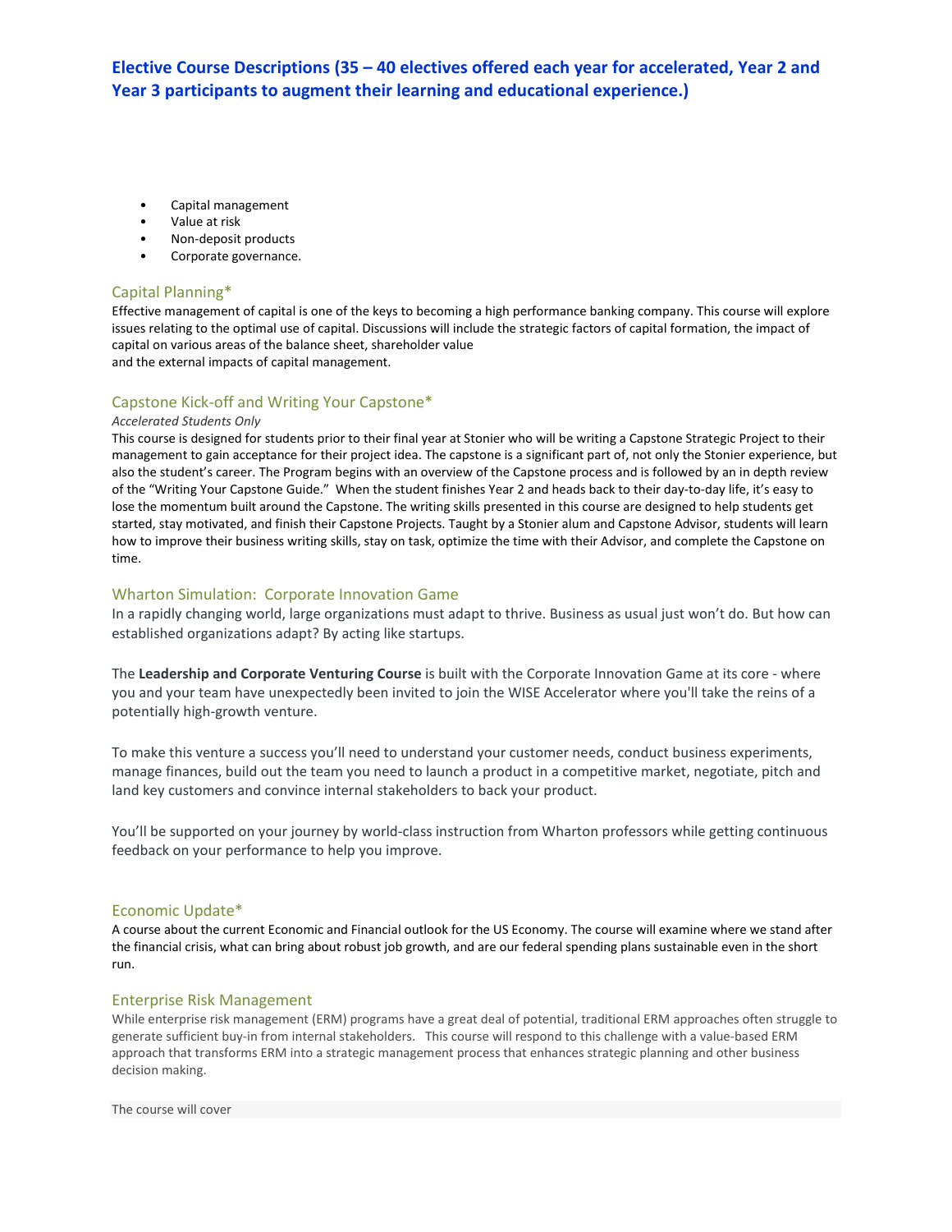# Elective Course Descriptions (35 – 40 electives offered each year for accelerated, Year 2 and Year 3 participants to augment their learning and educational experience.)

- Capital management
- Value at risk
- Non-deposit products
- Corporate governance.

## Capital Planning*

Effective management of capital is one of the keys to becoming a high performance banking company. This course will explore issues relating to the optimal use of capital. Discussions will include the strategic factors of capital formation, the impact of capital on various areas of the balance sheet, shareholder value
and the external impacts of capital management.

## Capstone Kick-off and Writing Your Capstone*

*Accelerated Students Only*

This course is designed for students prior to their final year at Stonier who will be writing a Capstone Strategic Project to their management to gain acceptance for their project idea. The capstone is a significant part of, not only the Stonier experience, but also the student's career. The Program begins with an overview of the Capstone process and is followed by an in depth review of the "Writing Your Capstone Guide." When the student finishes Year 2 and heads back to their day-to-day life, it's easy to lose the momentum built around the Capstone. The writing skills presented in this course are designed to help students get started, stay motivated, and finish their Capstone Projects. Taught by a Stonier alum and Capstone Advisor, students will learn how to improve their business writing skills, stay on task, optimize the time with their Advisor, and complete the Capstone on time.

## Wharton Simulation: Corporate Innovation Game

In a rapidly changing world, large organizations must adapt to thrive. Business as usual just won't do. But how can established organizations adapt? By acting like startups.

The **Leadership and Corporate Venturing Course** is built with the Corporate Innovation Game at its core - where you and your team have unexpectedly been invited to join the WISE Accelerator where you'll take the reins of a potentially high-growth venture.

To make this venture a success you'll need to understand your customer needs, conduct business experiments, manage finances, build out the team you need to launch a product in a competitive market, negotiate, pitch and land key customers and convince internal stakeholders to back your product.

You'll be supported on your journey by world-class instruction from Wharton professors while getting continuous feedback on your performance to help you improve.

## Economic Update*

A course about the current Economic and Financial outlook for the US Economy. The course will examine where we stand after the financial crisis, what can bring about robust job growth, and are our federal spending plans sustainable even in the short run.

## Enterprise Risk Management

While enterprise risk management (ERM) programs have a great deal of potential, traditional ERM approaches often struggle to generate sufficient buy-in from internal stakeholders. This course will respond to this challenge with a value-based ERM approach that transforms ERM into a strategic management process that enhances strategic planning and other business decision making.

The course will cover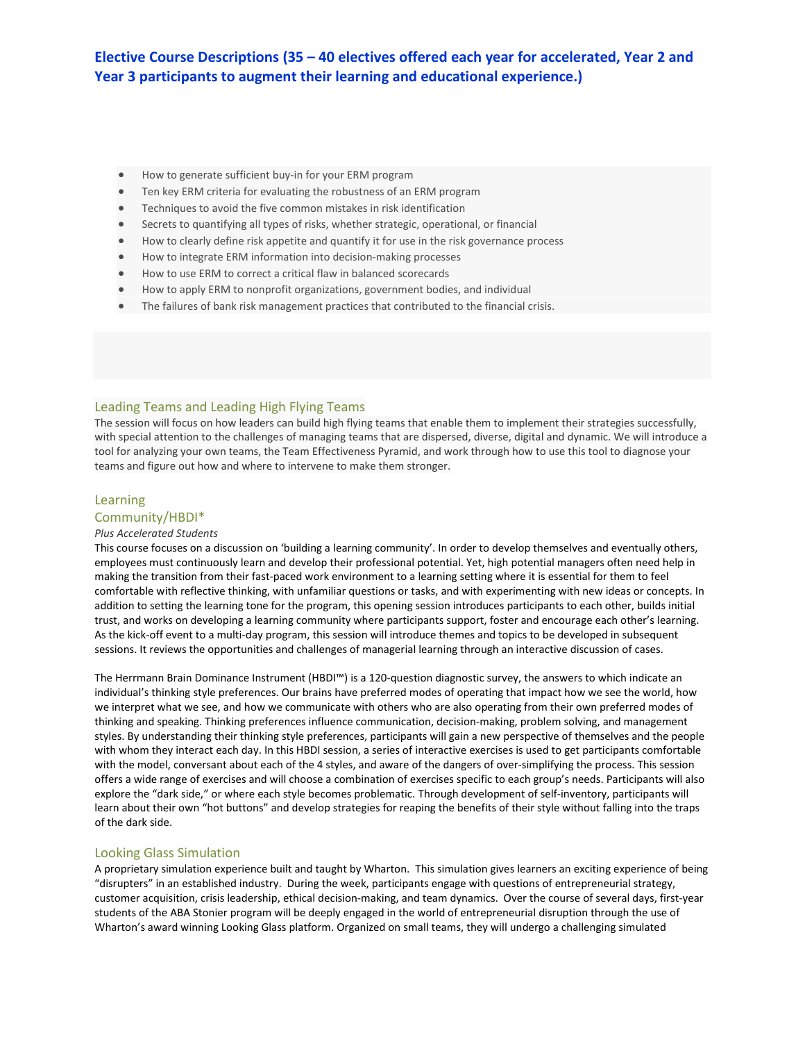## Elective Course Descriptions (35 – 40 electives offered each year for accelerated, Year 2 and Year 3 participants to augment their learning and educational experience.)

- How to generate sufficient buy-in for your ERM program
- Ten key ERM criteria for evaluating the robustness of an ERM program
- Techniques to avoid the five common mistakes in risk identification
- Secrets to quantifying all types of risks, whether strategic, operational, or financial
- How to clearly define risk appetite and quantify it for use in the risk governance process
- How to integrate ERM information into decision-making processes
- How to use ERM to correct a critical flaw in balanced scorecards
- How to apply ERM to nonprofit organizations, government bodies, and individual
- The failures of bank risk management practices that contributed to the financial crisis.

### Leading Teams and Leading High Flying Teams

The session will focus on how leaders can build high flying teams that enable them to implement their strategies successfully, with special attention to the challenges of managing teams that are dispersed, diverse, digital and dynamic. We will introduce a tool for analyzing your own teams, the Team Effectiveness Pyramid, and work through how to use this tool to diagnose your teams and figure out how and where to intervene to make them stronger.

### Learning Community/HBDI*

*Plus Accelerated Students*

This course focuses on a discussion on 'building a learning community'. In order to develop themselves and eventually others, employees must continuously learn and develop their professional potential. Yet, high potential managers often need help in making the transition from their fast-paced work environment to a learning setting where it is essential for them to feel comfortable with reflective thinking, with unfamiliar questions or tasks, and with experimenting with new ideas or concepts. In addition to setting the learning tone for the program, this opening session introduces participants to each other, builds initial trust, and works on developing a learning community where participants support, foster and encourage each other's learning. As the kick-off event to a multi-day program, this session will introduce themes and topics to be developed in subsequent sessions. It reviews the opportunities and challenges of managerial learning through an interactive discussion of cases.

The Herrmann Brain Dominance Instrument (HBDI™) is a 120-question diagnostic survey, the answers to which indicate an individual's thinking style preferences. Our brains have preferred modes of operating that impact how we see the world, how we interpret what we see, and how we communicate with others who are also operating from their own preferred modes of thinking and speaking. Thinking preferences influence communication, decision-making, problem solving, and management styles. By understanding their thinking style preferences, participants will gain a new perspective of themselves and the people with whom they interact each day. In this HBDI session, a series of interactive exercises is used to get participants comfortable with the model, conversant about each of the 4 styles, and aware of the dangers of over-simplifying the process. This session offers a wide range of exercises and will choose a combination of exercises specific to each group's needs. Participants will also explore the "dark side," or where each style becomes problematic. Through development of self-inventory, participants will learn about their own "hot buttons" and develop strategies for reaping the benefits of their style without falling into the traps of the dark side.

### Looking Glass Simulation

A proprietary simulation experience built and taught by Wharton. This simulation gives learners an exciting experience of being "disrupters" in an established industry. During the week, participants engage with questions of entrepreneurial strategy, customer acquisition, crisis leadership, ethical decision-making, and team dynamics. Over the course of several days, first-year students of the ABA Stonier program will be deeply engaged in the world of entrepreneurial disruption through the use of Wharton's award winning Looking Glass platform. Organized on small teams, they will undergo a challenging simulated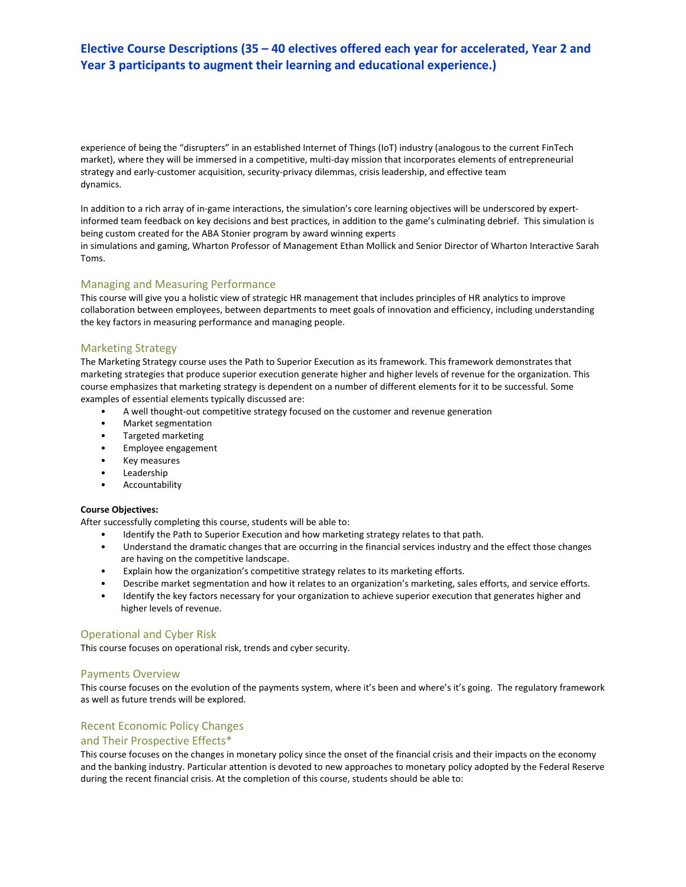# Elective Course Descriptions (35 – 40 electives offered each year for accelerated, Year 2 and Year 3 participants to augment their learning and educational experience.)

experience of being the "disrupters" in an established Internet of Things (IoT) industry (analogous to the current FinTech market), where they will be immersed in a competitive, multi-day mission that incorporates elements of entrepreneurial strategy and early-customer acquisition, security-privacy dilemmas, crisis leadership, and effective team dynamics.

In addition to a rich array of in-game interactions, the simulation's core learning objectives will be underscored by expert-informed team feedback on key decisions and best practices, in addition to the game's culminating debrief. This simulation is being custom created for the ABA Stonier program by award winning experts in simulations and gaming, Wharton Professor of Management Ethan Mollick and Senior Director of Wharton Interactive Sarah Toms.

## Managing and Measuring Performance

This course will give you a holistic view of strategic HR management that includes principles of HR analytics to improve collaboration between employees, between departments to meet goals of innovation and efficiency, including understanding the key factors in measuring performance and managing people.

## Marketing Strategy

The Marketing Strategy course uses the Path to Superior Execution as its framework. This framework demonstrates that marketing strategies that produce superior execution generate higher and higher levels of revenue for the organization. This course emphasizes that marketing strategy is dependent on a number of different elements for it to be successful. Some examples of essential elements typically discussed are:

- A well thought-out competitive strategy focused on the customer and revenue generation
- Market segmentation
- Targeted marketing
- Employee engagement
- Key measures
- Leadership
- Accountability

**Course Objectives:**

After successfully completing this course, students will be able to:

- Identify the Path to Superior Execution and how marketing strategy relates to that path.
- Understand the dramatic changes that are occurring in the financial services industry and the effect those changes are having on the competitive landscape.
- Explain how the organization's competitive strategy relates to its marketing efforts.
- Describe market segmentation and how it relates to an organization's marketing, sales efforts, and service efforts.
- Identify the key factors necessary for your organization to achieve superior execution that generates higher and higher levels of revenue.

## Operational and Cyber Risk

This course focuses on operational risk, trends and cyber security.

## Payments Overview

This course focuses on the evolution of the payments system, where it's been and where's it's going. The regulatory framework as well as future trends will be explored.

## Recent Economic Policy Changes and Their Prospective Effects*

This course focuses on the changes in monetary policy since the onset of the financial crisis and their impacts on the economy and the banking industry. Particular attention is devoted to new approaches to monetary policy adopted by the Federal Reserve during the recent financial crisis. At the completion of this course, students should be able to: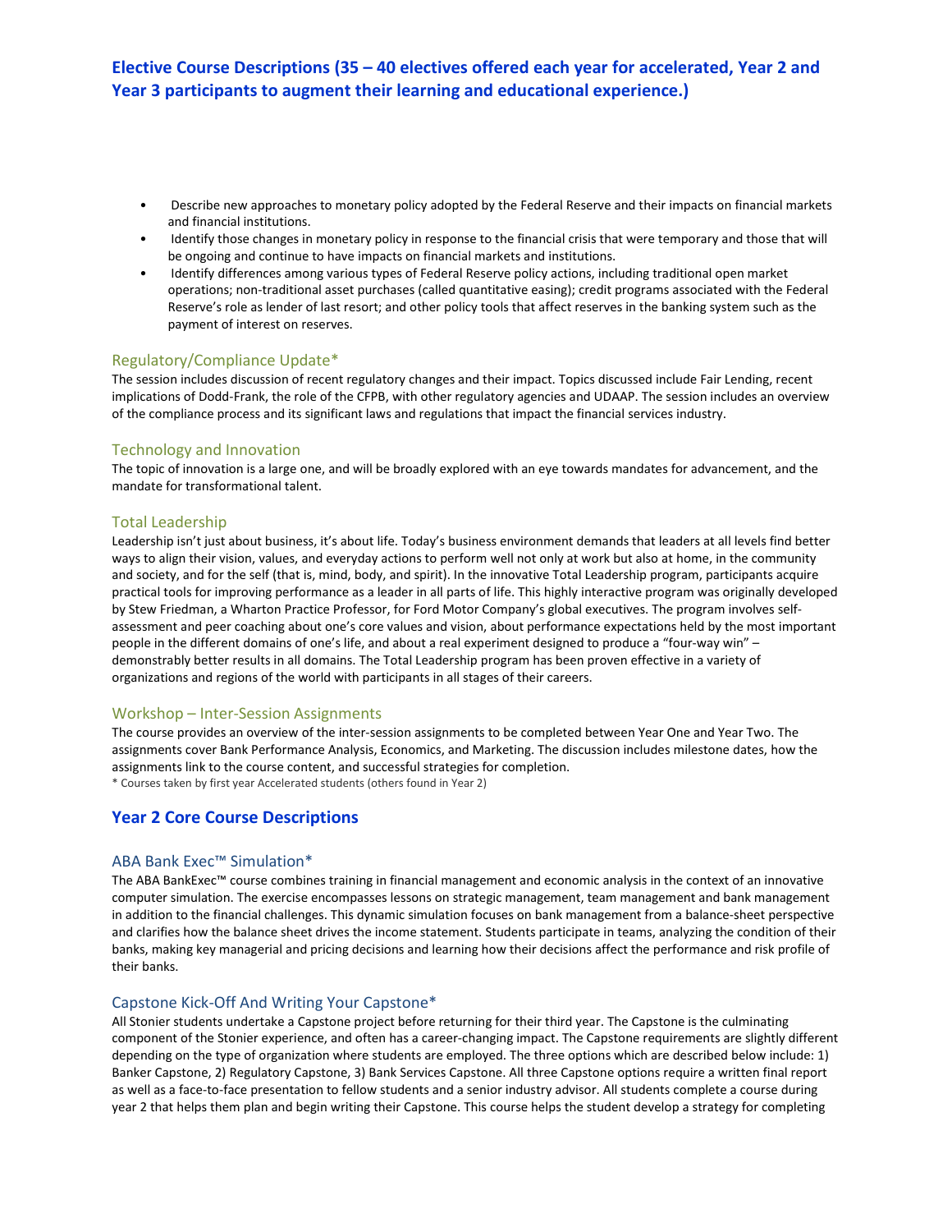## Elective Course Descriptions (35 – 40 electives offered each year for accelerated, Year 2 and Year 3 participants to augment their learning and educational experience.)

- Describe new approaches to monetary policy adopted by the Federal Reserve and their impacts on financial markets and financial institutions.
- Identify those changes in monetary policy in response to the financial crisis that were temporary and those that will be ongoing and continue to have impacts on financial markets and institutions.
- Identify differences among various types of Federal Reserve policy actions, including traditional open market operations; non-traditional asset purchases (called quantitative easing); credit programs associated with the Federal Reserve's role as lender of last resort; and other policy tools that affect reserves in the banking system such as the payment of interest on reserves.

### Regulatory/Compliance Update*

The session includes discussion of recent regulatory changes and their impact. Topics discussed include Fair Lending, recent implications of Dodd-Frank, the role of the CFPB, with other regulatory agencies and UDAAP. The session includes an overview of the compliance process and its significant laws and regulations that impact the financial services industry.

### Technology and Innovation

The topic of innovation is a large one, and will be broadly explored with an eye towards mandates for advancement, and the mandate for transformational talent.

### Total Leadership

Leadership isn't just about business, it's about life. Today's business environment demands that leaders at all levels find better ways to align their vision, values, and everyday actions to perform well not only at work but also at home, in the community and society, and for the self (that is, mind, body, and spirit). In the innovative Total Leadership program, participants acquire practical tools for improving performance as a leader in all parts of life. This highly interactive program was originally developed by Stew Friedman, a Wharton Practice Professor, for Ford Motor Company's global executives. The program involves self-assessment and peer coaching about one's core values and vision, about performance expectations held by the most important people in the different domains of one's life, and about a real experiment designed to produce a "four-way win" – demonstrably better results in all domains. The Total Leadership program has been proven effective in a variety of organizations and regions of the world with participants in all stages of their careers.

### Workshop – Inter-Session Assignments

The course provides an overview of the inter-session assignments to be completed between Year One and Year Two. The assignments cover Bank Performance Analysis, Economics, and Marketing. The discussion includes milestone dates, how the assignments link to the course content, and successful strategies for completion.

\* Courses taken by first year Accelerated students (others found in Year 2)

## Year 2 Core Course Descriptions

### ABA Bank Exec™ Simulation*

The ABA BankExec™ course combines training in financial management and economic analysis in the context of an innovative computer simulation. The exercise encompasses lessons on strategic management, team management and bank management in addition to the financial challenges. This dynamic simulation focuses on bank management from a balance-sheet perspective and clarifies how the balance sheet drives the income statement. Students participate in teams, analyzing the condition of their banks, making key managerial and pricing decisions and learning how their decisions affect the performance and risk profile of their banks.

### Capstone Kick-Off And Writing Your Capstone*

All Stonier students undertake a Capstone project before returning for their third year. The Capstone is the culminating component of the Stonier experience, and often has a career-changing impact. The Capstone requirements are slightly different depending on the type of organization where students are employed. The three options which are described below include: 1) Banker Capstone, 2) Regulatory Capstone, 3) Bank Services Capstone. All three Capstone options require a written final report as well as a face-to-face presentation to fellow students and a senior industry advisor. All students complete a course during year 2 that helps them plan and begin writing their Capstone. This course helps the student develop a strategy for completing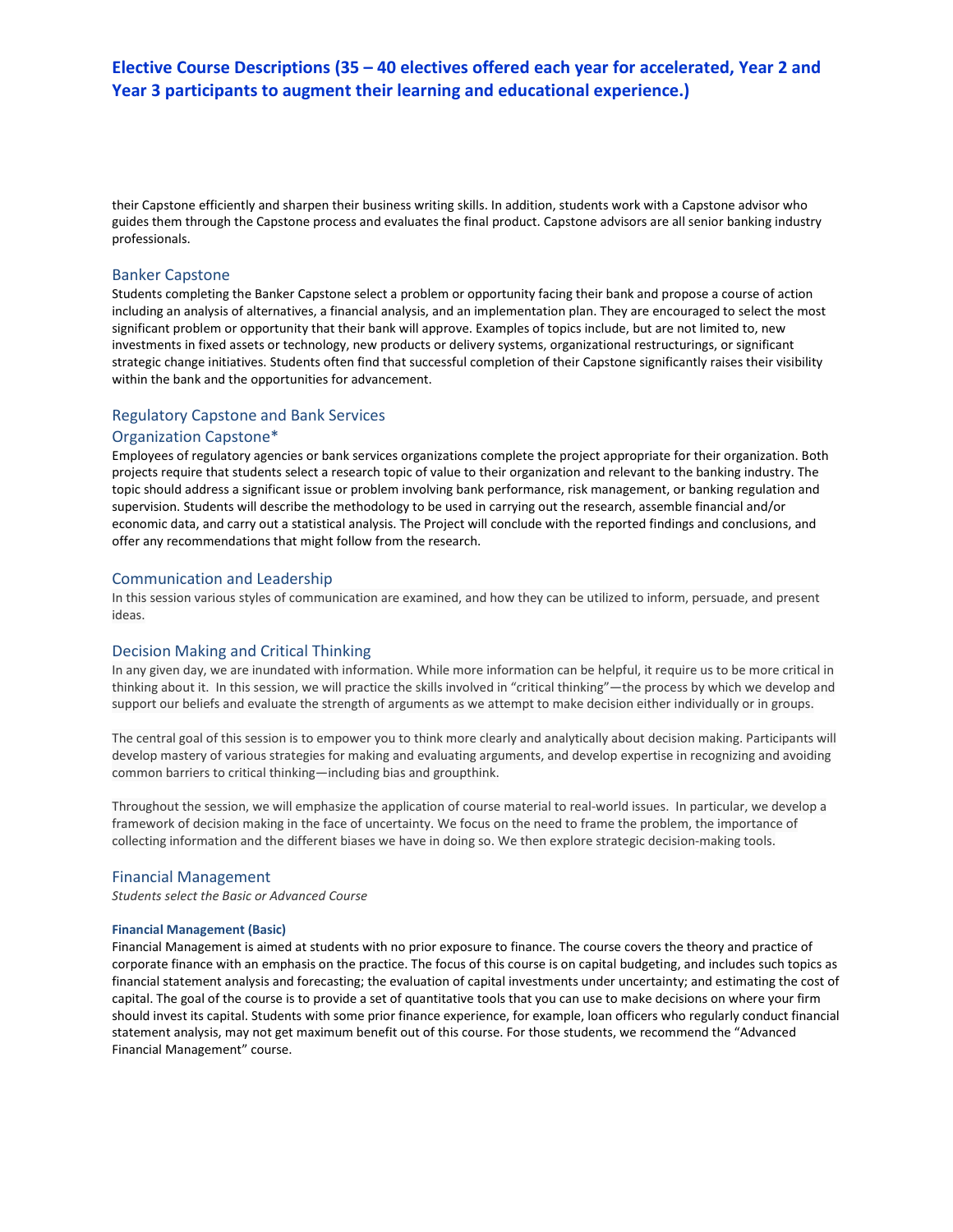# Elective Course Descriptions (35 – 40 electives offered each year for accelerated, Year 2 and Year 3 participants to augment their learning and educational experience.)

their Capstone efficiently and sharpen their business writing skills. In addition, students work with a Capstone advisor who guides them through the Capstone process and evaluates the final product. Capstone advisors are all senior banking industry professionals.

## Banker Capstone

Students completing the Banker Capstone select a problem or opportunity facing their bank and propose a course of action including an analysis of alternatives, a financial analysis, and an implementation plan. They are encouraged to select the most significant problem or opportunity that their bank will approve. Examples of topics include, but are not limited to, new investments in fixed assets or technology, new products or delivery systems, organizational restructurings, or significant strategic change initiatives. Students often find that successful completion of their Capstone significantly raises their visibility within the bank and the opportunities for advancement.

## Regulatory Capstone and Bank Services Organization Capstone*

Employees of regulatory agencies or bank services organizations complete the project appropriate for their organization. Both projects require that students select a research topic of value to their organization and relevant to the banking industry. The topic should address a significant issue or problem involving bank performance, risk management, or banking regulation and supervision. Students will describe the methodology to be used in carrying out the research, assemble financial and/or economic data, and carry out a statistical analysis. The Project will conclude with the reported findings and conclusions, and offer any recommendations that might follow from the research.

## Communication and Leadership

In this session various styles of communication are examined, and how they can be utilized to inform, persuade, and present ideas.

## Decision Making and Critical Thinking

In any given day, we are inundated with information. While more information can be helpful, it require us to be more critical in thinking about it. In this session, we will practice the skills involved in "critical thinking"—the process by which we develop and support our beliefs and evaluate the strength of arguments as we attempt to make decision either individually or in groups.

The central goal of this session is to empower you to think more clearly and analytically about decision making. Participants will develop mastery of various strategies for making and evaluating arguments, and develop expertise in recognizing and avoiding common barriers to critical thinking—including bias and groupthink.

Throughout the session, we will emphasize the application of course material to real-world issues. In particular, we develop a framework of decision making in the face of uncertainty. We focus on the need to frame the problem, the importance of collecting information and the different biases we have in doing so. We then explore strategic decision-making tools.

## Financial Management

*Students select the Basic or Advanced Course*

#### Financial Management (Basic)

Financial Management is aimed at students with no prior exposure to finance. The course covers the theory and practice of corporate finance with an emphasis on the practice. The focus of this course is on capital budgeting, and includes such topics as financial statement analysis and forecasting; the evaluation of capital investments under uncertainty; and estimating the cost of capital. The goal of the course is to provide a set of quantitative tools that you can use to make decisions on where your firm should invest its capital. Students with some prior finance experience, for example, loan officers who regularly conduct financial statement analysis, may not get maximum benefit out of this course. For those students, we recommend the "Advanced Financial Management" course.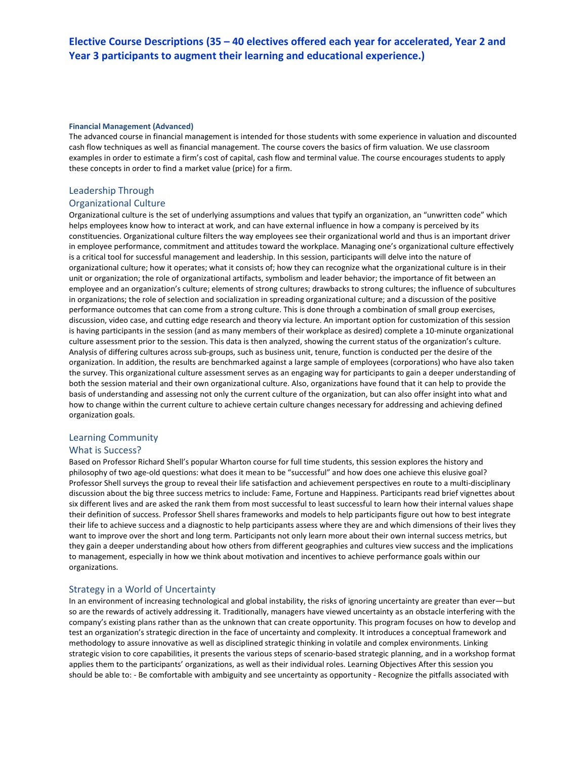## Elective Course Descriptions (35 – 40 electives offered each year for accelerated, Year 2 and Year 3 participants to augment their learning and educational experience.)

#### Financial Management (Advanced)

The advanced course in financial management is intended for those students with some experience in valuation and discounted cash flow techniques as well as financial management. The course covers the basics of firm valuation. We use classroom examples in order to estimate a firm's cost of capital, cash flow and terminal value. The course encourages students to apply these concepts in order to find a market value (price) for a firm.

### Leadership Through Organizational Culture

Organizational culture is the set of underlying assumptions and values that typify an organization, an "unwritten code" which helps employees know how to interact at work, and can have external influence in how a company is perceived by its constituencies. Organizational culture filters the way employees see their organizational world and thus is an important driver in employee performance, commitment and attitudes toward the workplace. Managing one's organizational culture effectively is a critical tool for successful management and leadership. In this session, participants will delve into the nature of organizational culture; how it operates; what it consists of; how they can recognize what the organizational culture is in their unit or organization; the role of organizational artifacts, symbolism and leader behavior; the importance of fit between an employee and an organization's culture; elements of strong cultures; drawbacks to strong cultures; the influence of subcultures in organizations; the role of selection and socialization in spreading organizational culture; and a discussion of the positive performance outcomes that can come from a strong culture. This is done through a combination of small group exercises, discussion, video case, and cutting edge research and theory via lecture. An important option for customization of this session is having participants in the session (and as many members of their workplace as desired) complete a 10-minute organizational culture assessment prior to the session. This data is then analyzed, showing the current status of the organization's culture. Analysis of differing cultures across sub-groups, such as business unit, tenure, function is conducted per the desire of the organization. In addition, the results are benchmarked against a large sample of employees (corporations) who have also taken the survey. This organizational culture assessment serves as an engaging way for participants to gain a deeper understanding of both the session material and their own organizational culture. Also, organizations have found that it can help to provide the basis of understanding and assessing not only the current culture of the organization, but can also offer insight into what and how to change within the current culture to achieve certain culture changes necessary for addressing and achieving defined organization goals.

### Learning Community What is Success?

Based on Professor Richard Shell's popular Wharton course for full time students, this session explores the history and philosophy of two age-old questions: what does it mean to be "successful" and how does one achieve this elusive goal? Professor Shell surveys the group to reveal their life satisfaction and achievement perspectives en route to a multi-disciplinary discussion about the big three success metrics to include: Fame, Fortune and Happiness. Participants read brief vignettes about six different lives and are asked the rank them from most successful to least successful to learn how their internal values shape their definition of success. Professor Shell shares frameworks and models to help participants figure out how to best integrate their life to achieve success and a diagnostic to help participants assess where they are and which dimensions of their lives they want to improve over the short and long term. Participants not only learn more about their own internal success metrics, but they gain a deeper understanding about how others from different geographies and cultures view success and the implications to management, especially in how we think about motivation and incentives to achieve performance goals within our organizations.

### Strategy in a World of Uncertainty

In an environment of increasing technological and global instability, the risks of ignoring uncertainty are greater than ever—but so are the rewards of actively addressing it. Traditionally, managers have viewed uncertainty as an obstacle interfering with the company's existing plans rather than as the unknown that can create opportunity. This program focuses on how to develop and test an organization's strategic direction in the face of uncertainty and complexity. It introduces a conceptual framework and methodology to assure innovative as well as disciplined strategic thinking in volatile and complex environments. Linking strategic vision to core capabilities, it presents the various steps of scenario-based strategic planning, and in a workshop format applies them to the participants' organizations, as well as their individual roles. Learning Objectives After this session you should be able to: - Be comfortable with ambiguity and see uncertainty as opportunity - Recognize the pitfalls associated with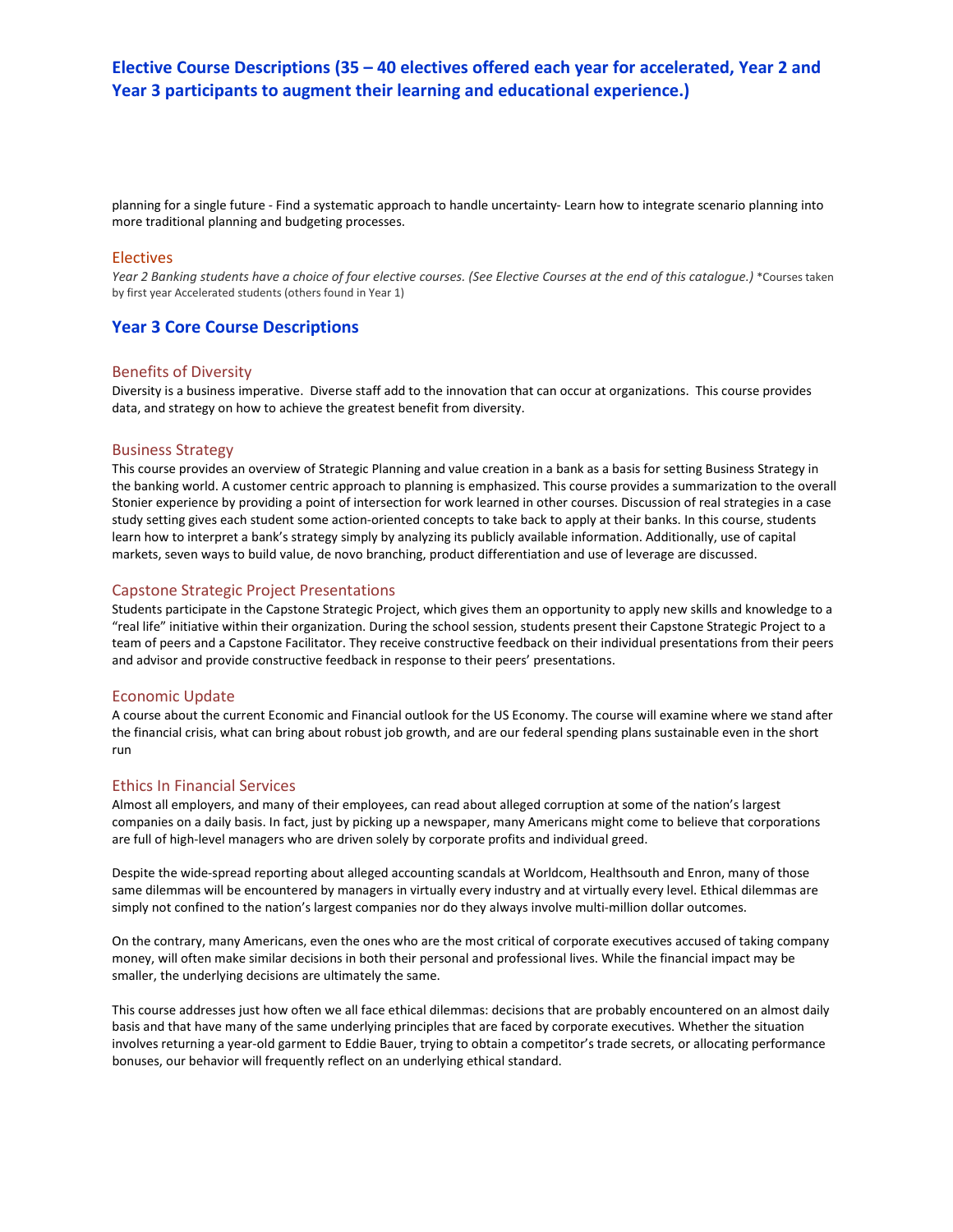planning for a single future - Find a systematic approach to handle uncertainty- Learn how to integrate scenario planning into more traditional planning and budgeting processes.

### Electives

*Year 2 Banking students have a choice of four elective courses. (See Elective Courses at the end of this catalogue.)* *Courses taken by first year Accelerated students (others found in Year 1)

## Year 3 Core Course Descriptions

### Benefits of Diversity

Diversity is a business imperative. Diverse staff add to the innovation that can occur at organizations. This course provides data, and strategy on how to achieve the greatest benefit from diversity.

### Business Strategy

This course provides an overview of Strategic Planning and value creation in a bank as a basis for setting Business Strategy in the banking world. A customer centric approach to planning is emphasized. This course provides a summarization to the overall Stonier experience by providing a point of intersection for work learned in other courses. Discussion of real strategies in a case study setting gives each student some action-oriented concepts to take back to apply at their banks. In this course, students learn how to interpret a bank's strategy simply by analyzing its publicly available information. Additionally, use of capital markets, seven ways to build value, de novo branching, product differentiation and use of leverage are discussed.

### Capstone Strategic Project Presentations

Students participate in the Capstone Strategic Project, which gives them an opportunity to apply new skills and knowledge to a "real life" initiative within their organization. During the school session, students present their Capstone Strategic Project to a team of peers and a Capstone Facilitator. They receive constructive feedback on their individual presentations from their peers and advisor and provide constructive feedback in response to their peers' presentations.

### Economic Update

A course about the current Economic and Financial outlook for the US Economy. The course will examine where we stand after the financial crisis, what can bring about robust job growth, and are our federal spending plans sustainable even in the short run

### Ethics In Financial Services

Almost all employers, and many of their employees, can read about alleged corruption at some of the nation's largest companies on a daily basis. In fact, just by picking up a newspaper, many Americans might come to believe that corporations are full of high-level managers who are driven solely by corporate profits and individual greed.

Despite the wide-spread reporting about alleged accounting scandals at Worldcom, Healthsouth and Enron, many of those same dilemmas will be encountered by managers in virtually every industry and at virtually every level. Ethical dilemmas are simply not confined to the nation's largest companies nor do they always involve multi-million dollar outcomes.

On the contrary, many Americans, even the ones who are the most critical of corporate executives accused of taking company money, will often make similar decisions in both their personal and professional lives. While the financial impact may be smaller, the underlying decisions are ultimately the same.

This course addresses just how often we all face ethical dilemmas: decisions that are probably encountered on an almost daily basis and that have many of the same underlying principles that are faced by corporate executives. Whether the situation involves returning a year-old garment to Eddie Bauer, trying to obtain a competitor's trade secrets, or allocating performance bonuses, our behavior will frequently reflect on an underlying ethical standard.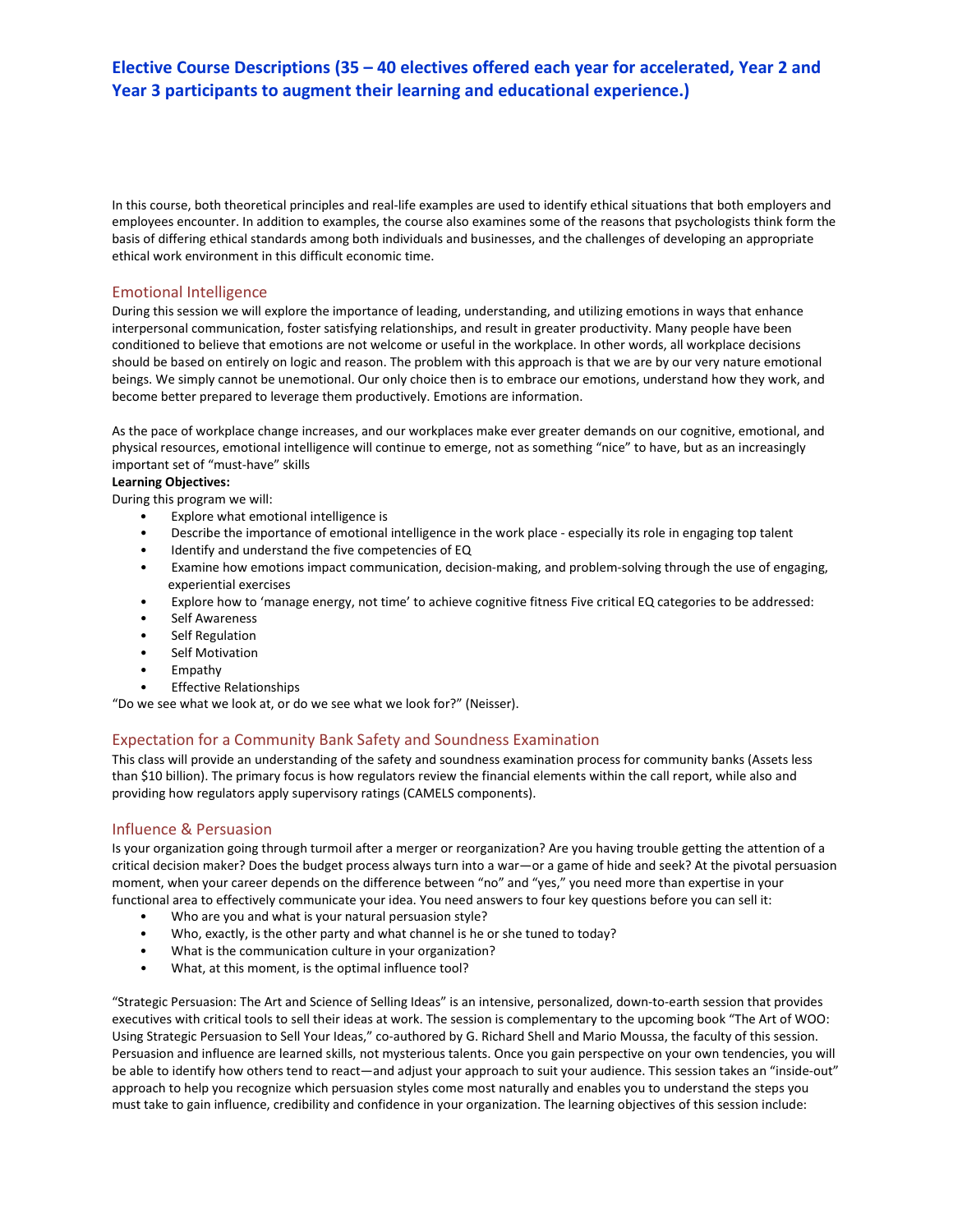# Elective Course Descriptions (35 – 40 electives offered each year for accelerated, Year 2 and Year 3 participants to augment their learning and educational experience.)

In this course, both theoretical principles and real-life examples are used to identify ethical situations that both employers and employees encounter. In addition to examples, the course also examines some of the reasons that psychologists think form the basis of differing ethical standards among both individuals and businesses, and the challenges of developing an appropriate ethical work environment in this difficult economic time.

## Emotional Intelligence

During this session we will explore the importance of leading, understanding, and utilizing emotions in ways that enhance interpersonal communication, foster satisfying relationships, and result in greater productivity. Many people have been conditioned to believe that emotions are not welcome or useful in the workplace. In other words, all workplace decisions should be based on entirely on logic and reason. The problem with this approach is that we are by our very nature emotional beings. We simply cannot be unemotional. Our only choice then is to embrace our emotions, understand how they work, and become better prepared to leverage them productively. Emotions are information.

As the pace of workplace change increases, and our workplaces make ever greater demands on our cognitive, emotional, and physical resources, emotional intelligence will continue to emerge, not as something "nice" to have, but as an increasingly important set of "must-have" skills

**Learning Objectives:**

During this program we will:

- Explore what emotional intelligence is
- Describe the importance of emotional intelligence in the work place - especially its role in engaging top talent
- Identify and understand the five competencies of EQ
- Examine how emotions impact communication, decision-making, and problem-solving through the use of engaging, experiential exercises
- Explore how to 'manage energy, not time' to achieve cognitive fitness Five critical EQ categories to be addressed:
- Self Awareness
- Self Regulation
- Self Motivation
- Empathy
- Effective Relationships

"Do we see what we look at, or do we see what we look for?" (Neisser).

## Expectation for a Community Bank Safety and Soundness Examination

This class will provide an understanding of the safety and soundness examination process for community banks (Assets less than $10 billion). The primary focus is how regulators review the financial elements within the call report, while also and providing how regulators apply supervisory ratings (CAMELS components).

## Influence & Persuasion

Is your organization going through turmoil after a merger or reorganization? Are you having trouble getting the attention of a critical decision maker? Does the budget process always turn into a war—or a game of hide and seek? At the pivotal persuasion moment, when your career depends on the difference between "no" and "yes," you need more than expertise in your functional area to effectively communicate your idea. You need answers to four key questions before you can sell it:

- Who are you and what is your natural persuasion style?
- Who, exactly, is the other party and what channel is he or she tuned to today?
- What is the communication culture in your organization?
- What, at this moment, is the optimal influence tool?

"Strategic Persuasion: The Art and Science of Selling Ideas" is an intensive, personalized, down-to-earth session that provides executives with critical tools to sell their ideas at work. The session is complementary to the upcoming book "The Art of WOO: Using Strategic Persuasion to Sell Your Ideas," co-authored by G. Richard Shell and Mario Moussa, the faculty of this session. Persuasion and influence are learned skills, not mysterious talents. Once you gain perspective on your own tendencies, you will be able to identify how others tend to react—and adjust your approach to suit your audience. This session takes an "inside-out" approach to help you recognize which persuasion styles come most naturally and enables you to understand the steps you must take to gain influence, credibility and confidence in your organization. The learning objectives of this session include: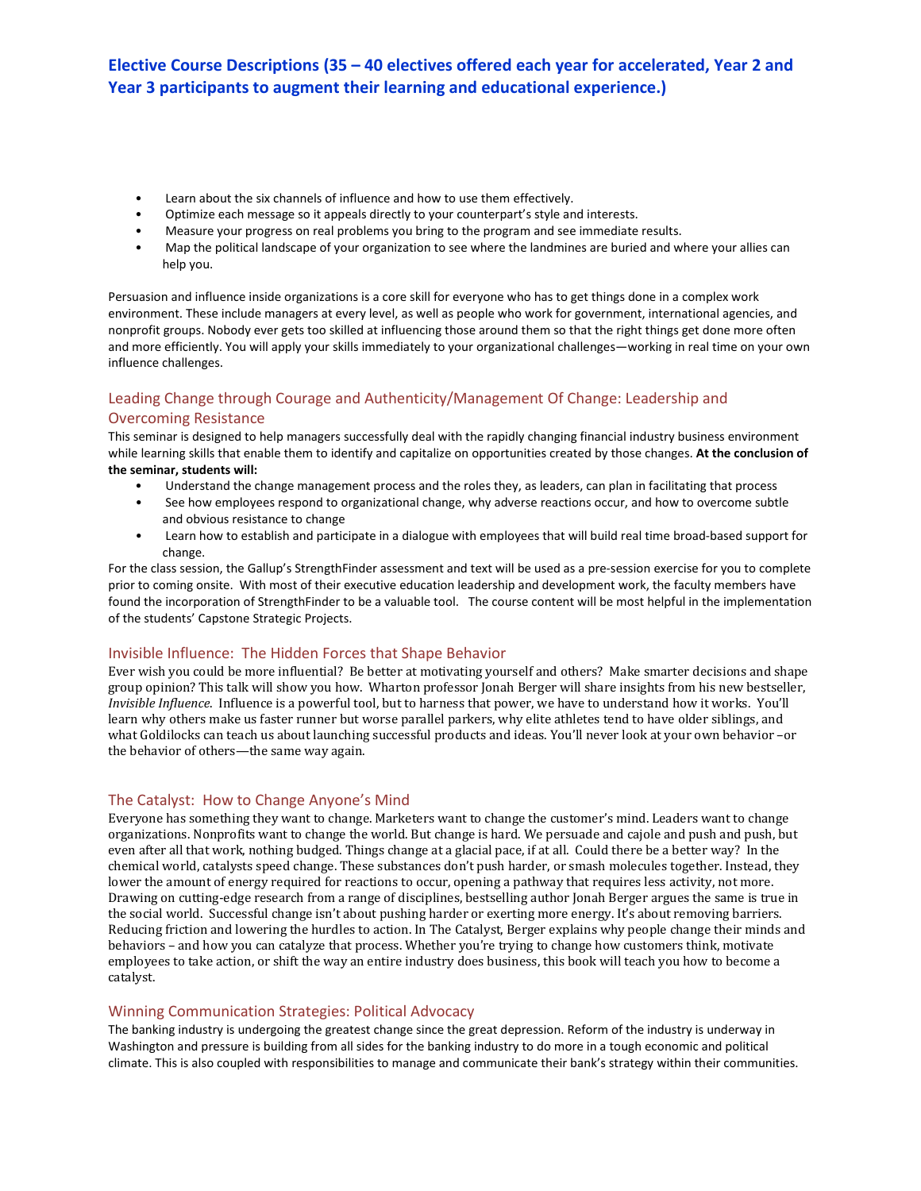# Elective Course Descriptions (35 – 40 electives offered each year for accelerated, Year 2 and Year 3 participants to augment their learning and educational experience.)

- Learn about the six channels of influence and how to use them effectively.
- Optimize each message so it appeals directly to your counterpart's style and interests.
- Measure your progress on real problems you bring to the program and see immediate results.
- Map the political landscape of your organization to see where the landmines are buried and where your allies can help you.

Persuasion and influence inside organizations is a core skill for everyone who has to get things done in a complex work environment. These include managers at every level, as well as people who work for government, international agencies, and nonprofit groups. Nobody ever gets too skilled at influencing those around them so that the right things get done more often and more efficiently. You will apply your skills immediately to your organizational challenges—working in real time on your own influence challenges.

## Leading Change through Courage and Authenticity/Management Of Change: Leadership and Overcoming Resistance

This seminar is designed to help managers successfully deal with the rapidly changing financial industry business environment while learning skills that enable them to identify and capitalize on opportunities created by those changes. **At the conclusion of the seminar, students will:**

- Understand the change management process and the roles they, as leaders, can plan in facilitating that process
- See how employees respond to organizational change, why adverse reactions occur, and how to overcome subtle and obvious resistance to change
- Learn how to establish and participate in a dialogue with employees that will build real time broad-based support for change.

For the class session, the Gallup's StrengthFinder assessment and text will be used as a pre-session exercise for you to complete prior to coming onsite. With most of their executive education leadership and development work, the faculty members have found the incorporation of StrengthFinder to be a valuable tool. The course content will be most helpful in the implementation of the students' Capstone Strategic Projects.

## Invisible Influence: The Hidden Forces that Shape Behavior

Ever wish you could be more influential? Be better at motivating yourself and others? Make smarter decisions and shape group opinion? This talk will show you how. Wharton professor Jonah Berger will share insights from his new bestseller, *Invisible Influence.* Influence is a powerful tool, but to harness that power, we have to understand how it works. You'll learn why others make us faster runner but worse parallel parkers, why elite athletes tend to have older siblings, and what Goldilocks can teach us about launching successful products and ideas. You'll never look at your own behavior –or the behavior of others—the same way again.

## The Catalyst: How to Change Anyone's Mind

Everyone has something they want to change. Marketers want to change the customer's mind. Leaders want to change organizations. Nonprofits want to change the world. But change is hard. We persuade and cajole and push and push, but even after all that work, nothing budged. Things change at a glacial pace, if at all. Could there be a better way? In the chemical world, catalysts speed change. These substances don't push harder, or smash molecules together. Instead, they lower the amount of energy required for reactions to occur, opening a pathway that requires less activity, not more. Drawing on cutting-edge research from a range of disciplines, bestselling author Jonah Berger argues the same is true in the social world. Successful change isn't about pushing harder or exerting more energy. It's about removing barriers. Reducing friction and lowering the hurdles to action. In The Catalyst, Berger explains why people change their minds and behaviors – and how you can catalyze that process. Whether you're trying to change how customers think, motivate employees to take action, or shift the way an entire industry does business, this book will teach you how to become a catalyst.

## Winning Communication Strategies: Political Advocacy

The banking industry is undergoing the greatest change since the great depression. Reform of the industry is underway in Washington and pressure is building from all sides for the banking industry to do more in a tough economic and political climate. This is also coupled with responsibilities to manage and communicate their bank's strategy within their communities.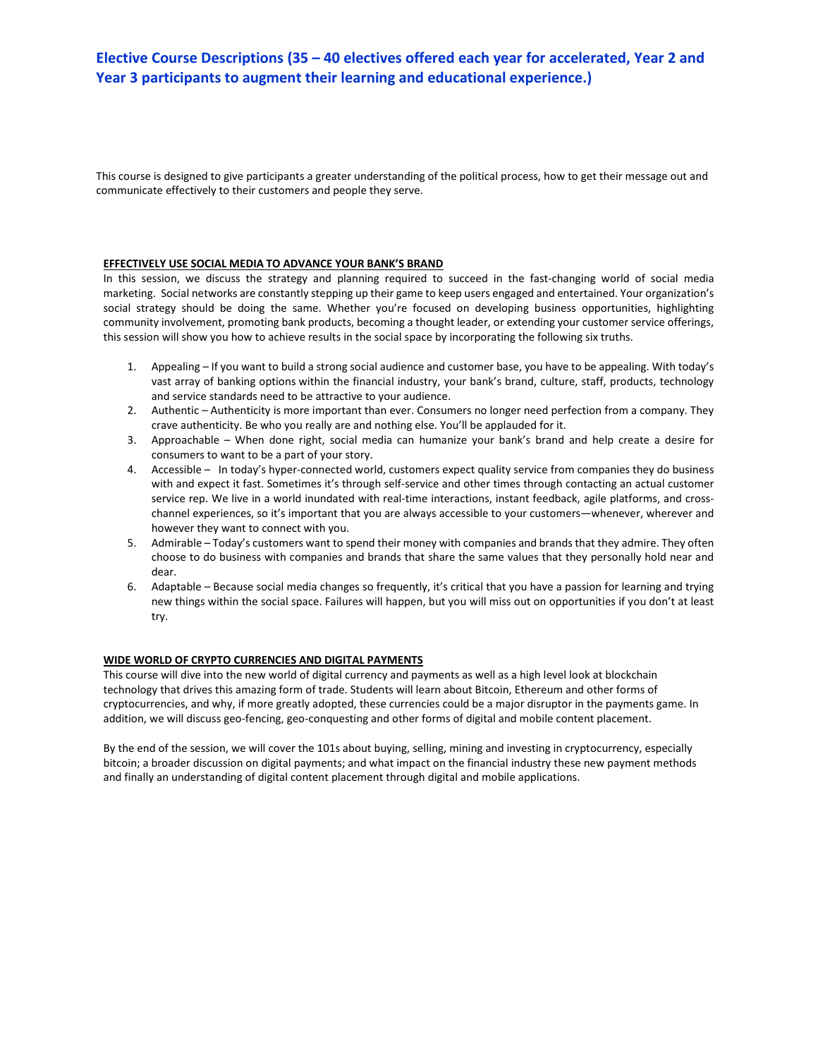## Elective Course Descriptions (35 – 40 electives offered each year for accelerated, Year 2 and Year 3 participants to augment their learning and educational experience.)

This course is designed to give participants a greater understanding of the political process, how to get their message out and communicate effectively to their customers and people they serve.

**EFFECTIVELY USE SOCIAL MEDIA TO ADVANCE YOUR BANK'S BRAND**

In this session, we discuss the strategy and planning required to succeed in the fast-changing world of social media marketing. Social networks are constantly stepping up their game to keep users engaged and entertained. Your organization's social strategy should be doing the same. Whether you're focused on developing business opportunities, highlighting community involvement, promoting bank products, becoming a thought leader, or extending your customer service offerings, this session will show you how to achieve results in the social space by incorporating the following six truths.

1. Appealing – If you want to build a strong social audience and customer base, you have to be appealing. With today's vast array of banking options within the financial industry, your bank's brand, culture, staff, products, technology and service standards need to be attractive to your audience.
2. Authentic – Authenticity is more important than ever. Consumers no longer need perfection from a company. They crave authenticity. Be who you really are and nothing else. You'll be applauded for it.
3. Approachable – When done right, social media can humanize your bank's brand and help create a desire for consumers to want to be a part of your story.
4. Accessible – In today's hyper-connected world, customers expect quality service from companies they do business with and expect it fast. Sometimes it's through self-service and other times through contacting an actual customer service rep. We live in a world inundated with real-time interactions, instant feedback, agile platforms, and cross-channel experiences, so it's important that you are always accessible to your customers—whenever, wherever and however they want to connect with you.
5. Admirable – Today's customers want to spend their money with companies and brands that they admire. They often choose to do business with companies and brands that share the same values that they personally hold near and dear.
6. Adaptable – Because social media changes so frequently, it's critical that you have a passion for learning and trying new things within the social space. Failures will happen, but you will miss out on opportunities if you don't at least try.

**WIDE WORLD OF CRYPTO CURRENCIES AND DIGITAL PAYMENTS**

This course will dive into the new world of digital currency and payments as well as a high level look at blockchain technology that drives this amazing form of trade. Students will learn about Bitcoin, Ethereum and other forms of cryptocurrencies, and why, if more greatly adopted, these currencies could be a major disruptor in the payments game. In addition, we will discuss geo-fencing, geo-conquesting and other forms of digital and mobile content placement.

By the end of the session, we will cover the 101s about buying, selling, mining and investing in cryptocurrency, especially bitcoin; a broader discussion on digital payments; and what impact on the financial industry these new payment methods and finally an understanding of digital content placement through digital and mobile applications.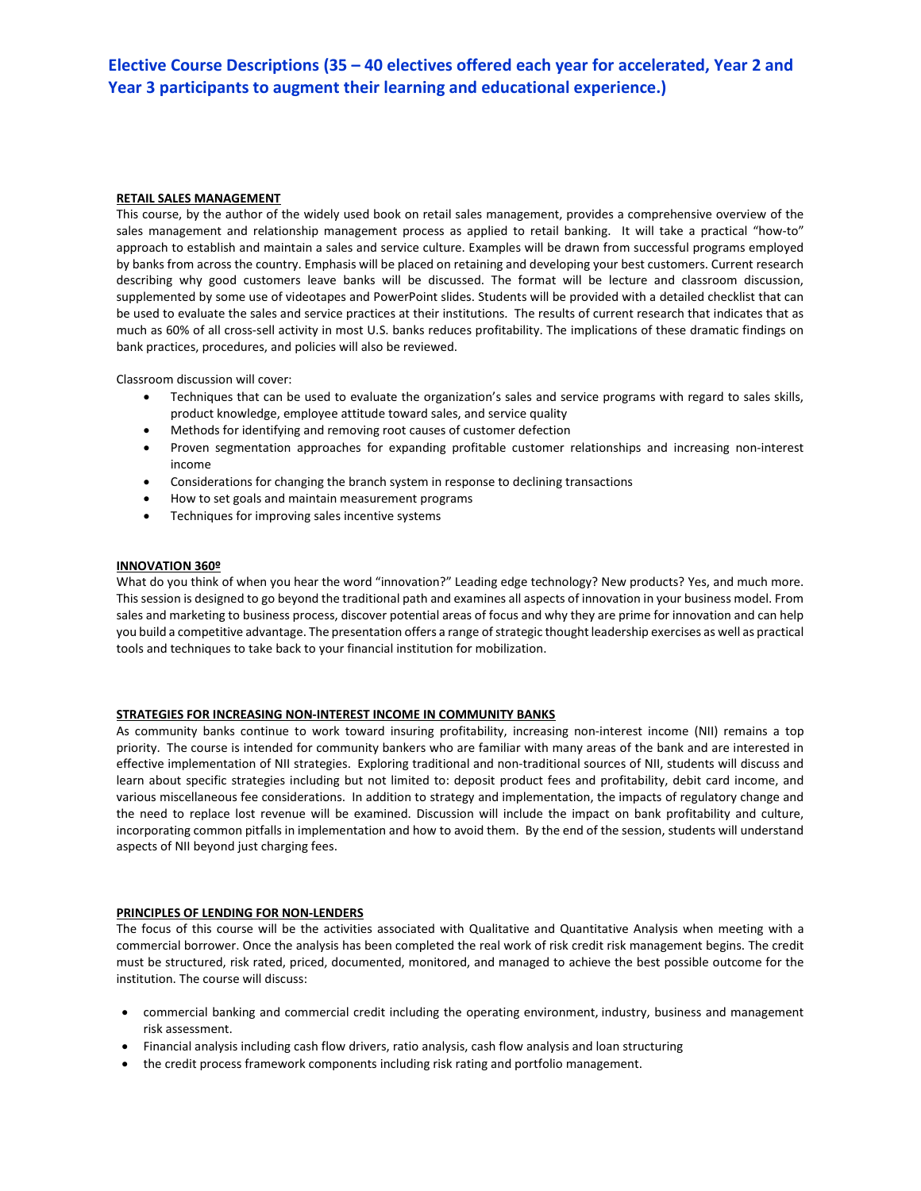## Elective Course Descriptions (35 – 40 electives offered each year for accelerated, Year 2 and Year 3 participants to augment their learning and educational experience.)

### RETAIL SALES MANAGEMENT

This course, by the author of the widely used book on retail sales management, provides a comprehensive overview of the sales management and relationship management process as applied to retail banking. It will take a practical "how-to" approach to establish and maintain a sales and service culture. Examples will be drawn from successful programs employed by banks from across the country. Emphasis will be placed on retaining and developing your best customers. Current research describing why good customers leave banks will be discussed. The format will be lecture and classroom discussion, supplemented by some use of videotapes and PowerPoint slides. Students will be provided with a detailed checklist that can be used to evaluate the sales and service practices at their institutions. The results of current research that indicates that as much as 60% of all cross-sell activity in most U.S. banks reduces profitability. The implications of these dramatic findings on bank practices, procedures, and policies will also be reviewed.

Classroom discussion will cover:

- Techniques that can be used to evaluate the organization's sales and service programs with regard to sales skills, product knowledge, employee attitude toward sales, and service quality
- Methods for identifying and removing root causes of customer defection
- Proven segmentation approaches for expanding profitable customer relationships and increasing non-interest income
- Considerations for changing the branch system in response to declining transactions
- How to set goals and maintain measurement programs
- Techniques for improving sales incentive systems

### INNOVATION 360º

What do you think of when you hear the word "innovation?" Leading edge technology? New products? Yes, and much more. This session is designed to go beyond the traditional path and examines all aspects of innovation in your business model. From sales and marketing to business process, discover potential areas of focus and why they are prime for innovation and can help you build a competitive advantage. The presentation offers a range of strategic thought leadership exercises as well as practical tools and techniques to take back to your financial institution for mobilization.

### STRATEGIES FOR INCREASING NON-INTEREST INCOME IN COMMUNITY BANKS

As community banks continue to work toward insuring profitability, increasing non-interest income (NII) remains a top priority. The course is intended for community bankers who are familiar with many areas of the bank and are interested in effective implementation of NII strategies. Exploring traditional and non-traditional sources of NII, students will discuss and learn about specific strategies including but not limited to: deposit product fees and profitability, debit card income, and various miscellaneous fee considerations. In addition to strategy and implementation, the impacts of regulatory change and the need to replace lost revenue will be examined. Discussion will include the impact on bank profitability and culture, incorporating common pitfalls in implementation and how to avoid them. By the end of the session, students will understand aspects of NII beyond just charging fees.

### PRINCIPLES OF LENDING FOR NON-LENDERS

The focus of this course will be the activities associated with Qualitative and Quantitative Analysis when meeting with a commercial borrower. Once the analysis has been completed the real work of risk credit risk management begins. The credit must be structured, risk rated, priced, documented, monitored, and managed to achieve the best possible outcome for the institution. The course will discuss:

- commercial banking and commercial credit including the operating environment, industry, business and management risk assessment.
- Financial analysis including cash flow drivers, ratio analysis, cash flow analysis and loan structuring
- the credit process framework components including risk rating and portfolio management.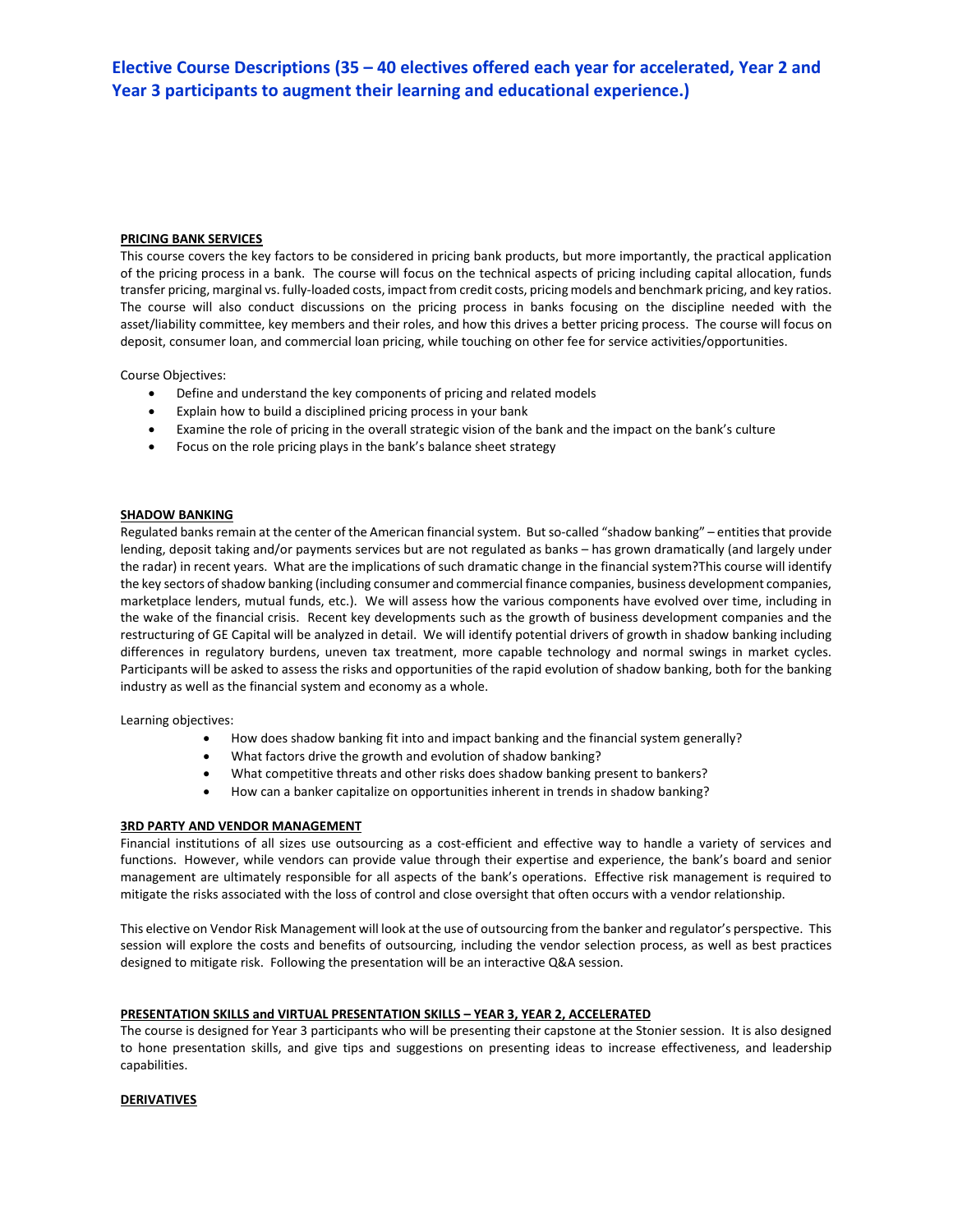# Elective Course Descriptions (35 – 40 electives offered each year for accelerated, Year 2 and Year 3 participants to augment their learning and educational experience.)

**PRICING BANK SERVICES**

This course covers the key factors to be considered in pricing bank products, but more importantly, the practical application of the pricing process in a bank. The course will focus on the technical aspects of pricing including capital allocation, funds transfer pricing, marginal vs. fully-loaded costs, impact from credit costs, pricing models and benchmark pricing, and key ratios. The course will also conduct discussions on the pricing process in banks focusing on the discipline needed with the asset/liability committee, key members and their roles, and how this drives a better pricing process. The course will focus on deposit, consumer loan, and commercial loan pricing, while touching on other fee for service activities/opportunities.

Course Objectives:

- Define and understand the key components of pricing and related models
- Explain how to build a disciplined pricing process in your bank
- Examine the role of pricing in the overall strategic vision of the bank and the impact on the bank's culture
- Focus on the role pricing plays in the bank's balance sheet strategy

**SHADOW BANKING**

Regulated banks remain at the center of the American financial system. But so-called "shadow banking" – entities that provide lending, deposit taking and/or payments services but are not regulated as banks – has grown dramatically (and largely under the radar) in recent years. What are the implications of such dramatic change in the financial system?This course will identify the key sectors of shadow banking (including consumer and commercial finance companies, business development companies, marketplace lenders, mutual funds, etc.). We will assess how the various components have evolved over time, including in the wake of the financial crisis. Recent key developments such as the growth of business development companies and the restructuring of GE Capital will be analyzed in detail. We will identify potential drivers of growth in shadow banking including differences in regulatory burdens, uneven tax treatment, more capable technology and normal swings in market cycles. Participants will be asked to assess the risks and opportunities of the rapid evolution of shadow banking, both for the banking industry as well as the financial system and economy as a whole.

Learning objectives:

- How does shadow banking fit into and impact banking and the financial system generally?
- What factors drive the growth and evolution of shadow banking?
- What competitive threats and other risks does shadow banking present to bankers?
- How can a banker capitalize on opportunities inherent in trends in shadow banking?

**3RD PARTY AND VENDOR MANAGEMENT**

Financial institutions of all sizes use outsourcing as a cost-efficient and effective way to handle a variety of services and functions. However, while vendors can provide value through their expertise and experience, the bank's board and senior management are ultimately responsible for all aspects of the bank's operations. Effective risk management is required to mitigate the risks associated with the loss of control and close oversight that often occurs with a vendor relationship.

This elective on Vendor Risk Management will look at the use of outsourcing from the banker and regulator's perspective. This session will explore the costs and benefits of outsourcing, including the vendor selection process, as well as best practices designed to mitigate risk. Following the presentation will be an interactive Q&A session.

**PRESENTATION SKILLS and VIRTUAL PRESENTATION SKILLS – YEAR 3, YEAR 2, ACCELERATED**

The course is designed for Year 3 participants who will be presenting their capstone at the Stonier session. It is also designed to hone presentation skills, and give tips and suggestions on presenting ideas to increase effectiveness, and leadership capabilities.

**DERIVATIVES**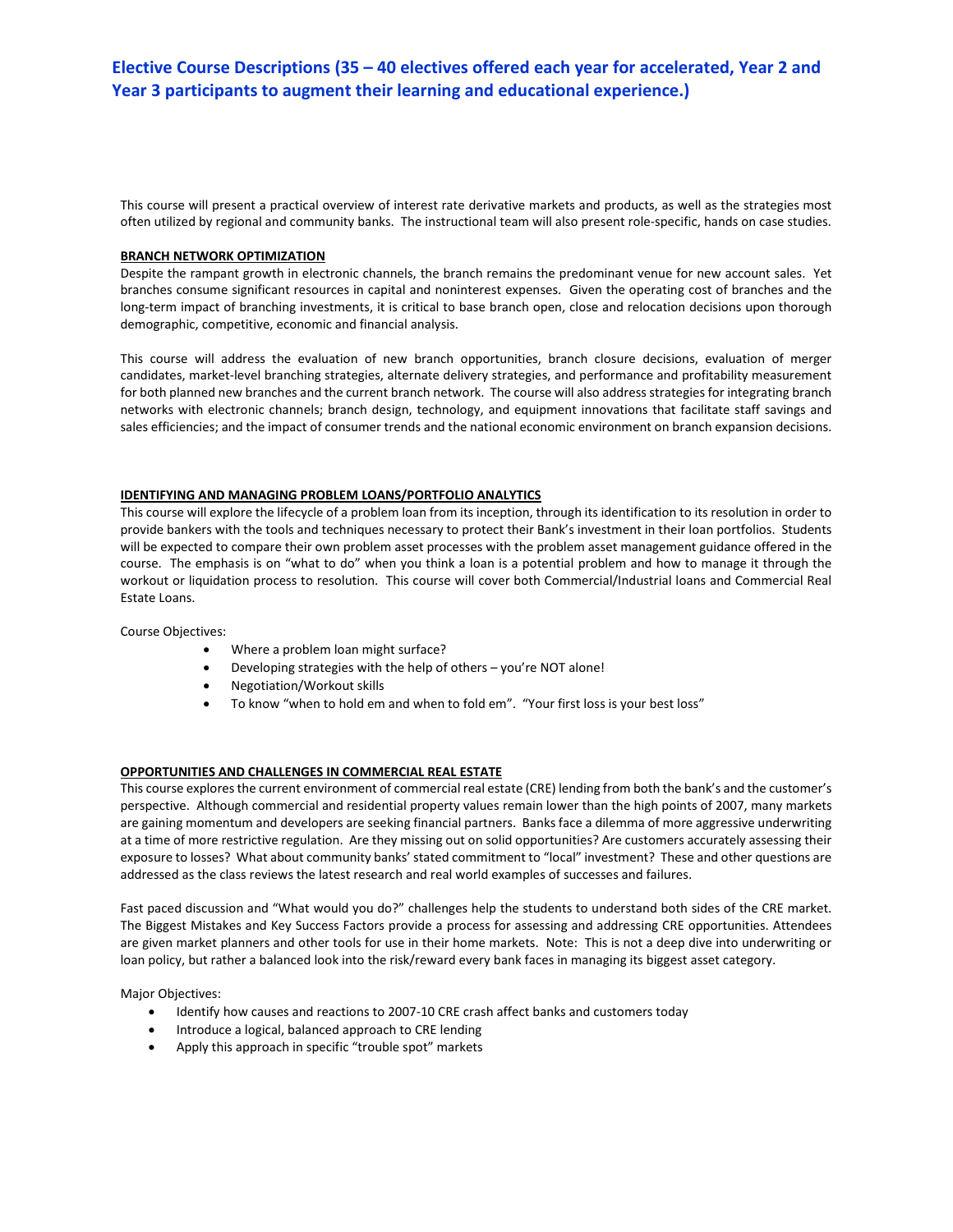# Elective Course Descriptions (35 – 40 electives offered each year for accelerated, Year 2 and Year 3 participants to augment their learning and educational experience.)

This course will present a practical overview of interest rate derivative markets and products, as well as the strategies most often utilized by regional and community banks. The instructional team will also present role-specific, hands on case studies.

**BRANCH NETWORK OPTIMIZATION**

Despite the rampant growth in electronic channels, the branch remains the predominant venue for new account sales. Yet branches consume significant resources in capital and noninterest expenses. Given the operating cost of branches and the long-term impact of branching investments, it is critical to base branch open, close and relocation decisions upon thorough demographic, competitive, economic and financial analysis.

This course will address the evaluation of new branch opportunities, branch closure decisions, evaluation of merger candidates, market-level branching strategies, alternate delivery strategies, and performance and profitability measurement for both planned new branches and the current branch network. The course will also address strategies for integrating branch networks with electronic channels; branch design, technology, and equipment innovations that facilitate staff savings and sales efficiencies; and the impact of consumer trends and the national economic environment on branch expansion decisions.

**IDENTIFYING AND MANAGING PROBLEM LOANS/PORTFOLIO ANALYTICS**

This course will explore the lifecycle of a problem loan from its inception, through its identification to its resolution in order to provide bankers with the tools and techniques necessary to protect their Bank's investment in their loan portfolios. Students will be expected to compare their own problem asset processes with the problem asset management guidance offered in the course. The emphasis is on "what to do" when you think a loan is a potential problem and how to manage it through the workout or liquidation process to resolution. This course will cover both Commercial/Industrial loans and Commercial Real Estate Loans.

Course Objectives:

- Where a problem loan might surface?
- Developing strategies with the help of others – you're NOT alone!
- Negotiation/Workout skills
- To know "when to hold em and when to fold em". "Your first loss is your best loss"

**OPPORTUNITIES AND CHALLENGES IN COMMERCIAL REAL ESTATE**

This course explores the current environment of commercial real estate (CRE) lending from both the bank's and the customer's perspective. Although commercial and residential property values remain lower than the high points of 2007, many markets are gaining momentum and developers are seeking financial partners. Banks face a dilemma of more aggressive underwriting at a time of more restrictive regulation. Are they missing out on solid opportunities? Are customers accurately assessing their exposure to losses? What about community banks' stated commitment to "local" investment? These and other questions are addressed as the class reviews the latest research and real world examples of successes and failures.

Fast paced discussion and "What would you do?" challenges help the students to understand both sides of the CRE market. The Biggest Mistakes and Key Success Factors provide a process for assessing and addressing CRE opportunities. Attendees are given market planners and other tools for use in their home markets. Note: This is not a deep dive into underwriting or loan policy, but rather a balanced look into the risk/reward every bank faces in managing its biggest asset category.

Major Objectives:

- Identify how causes and reactions to 2007-10 CRE crash affect banks and customers today
- Introduce a logical, balanced approach to CRE lending
- Apply this approach in specific "trouble spot" markets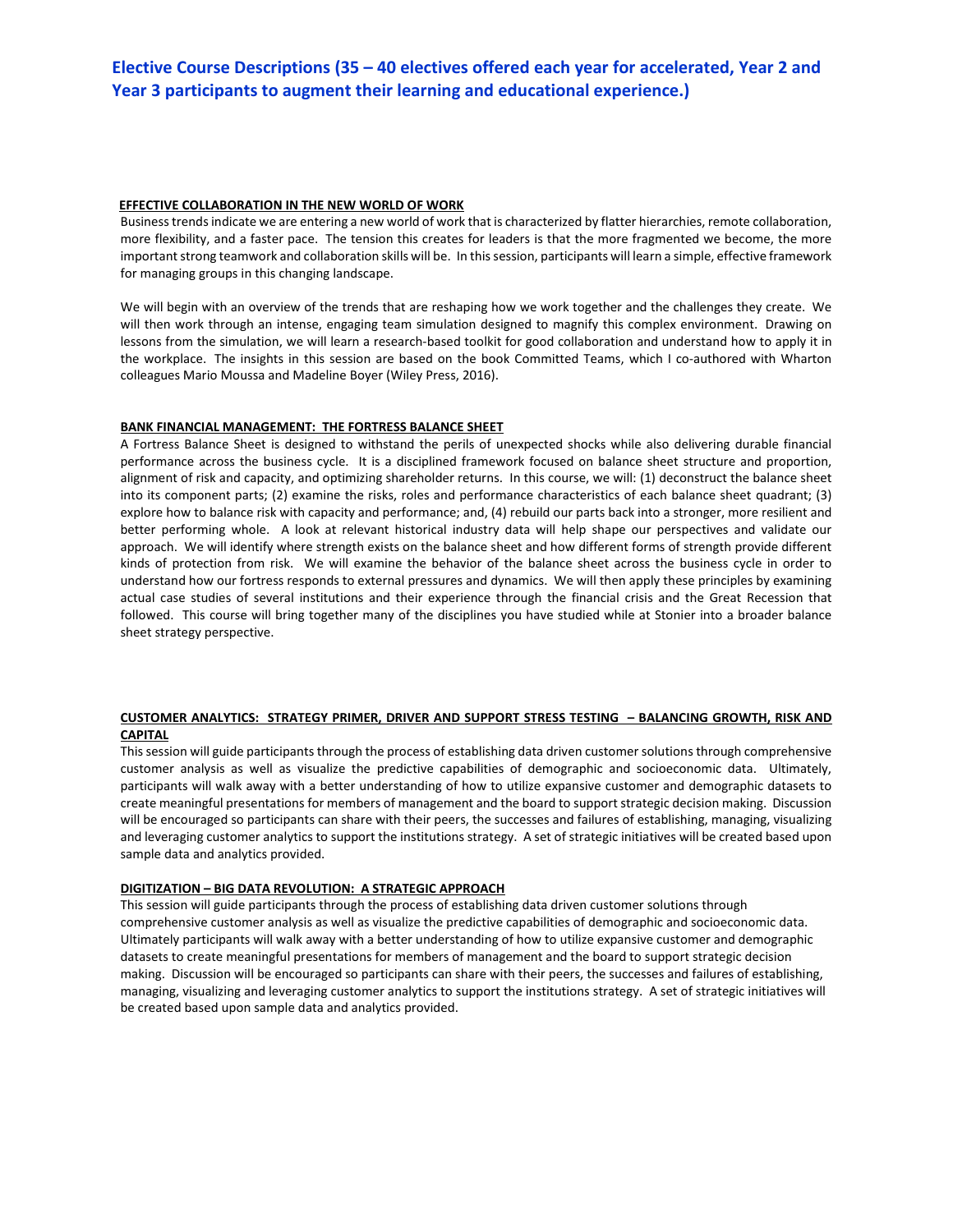# Elective Course Descriptions (35 – 40 electives offered each year for accelerated, Year 2 and Year 3 participants to augment their learning and educational experience.)

## EFFECTIVE COLLABORATION IN THE NEW WORLD OF WORK

Business trends indicate we are entering a new world of work that is characterized by flatter hierarchies, remote collaboration, more flexibility, and a faster pace. The tension this creates for leaders is that the more fragmented we become, the more important strong teamwork and collaboration skills will be. In this session, participants will learn a simple, effective framework for managing groups in this changing landscape.

We will begin with an overview of the trends that are reshaping how we work together and the challenges they create. We will then work through an intense, engaging team simulation designed to magnify this complex environment. Drawing on lessons from the simulation, we will learn a research-based toolkit for good collaboration and understand how to apply it in the workplace. The insights in this session are based on the book Committed Teams, which I co-authored with Wharton colleagues Mario Moussa and Madeline Boyer (Wiley Press, 2016).

## BANK FINANCIAL MANAGEMENT: THE FORTRESS BALANCE SHEET

A Fortress Balance Sheet is designed to withstand the perils of unexpected shocks while also delivering durable financial performance across the business cycle. It is a disciplined framework focused on balance sheet structure and proportion, alignment of risk and capacity, and optimizing shareholder returns. In this course, we will: (1) deconstruct the balance sheet into its component parts; (2) examine the risks, roles and performance characteristics of each balance sheet quadrant; (3) explore how to balance risk with capacity and performance; and, (4) rebuild our parts back into a stronger, more resilient and better performing whole. A look at relevant historical industry data will help shape our perspectives and validate our approach. We will identify where strength exists on the balance sheet and how different forms of strength provide different kinds of protection from risk. We will examine the behavior of the balance sheet across the business cycle in order to understand how our fortress responds to external pressures and dynamics. We will then apply these principles by examining actual case studies of several institutions and their experience through the financial crisis and the Great Recession that followed. This course will bring together many of the disciplines you have studied while at Stonier into a broader balance sheet strategy perspective.

## CUSTOMER ANALYTICS: STRATEGY PRIMER, DRIVER AND SUPPORT STRESS TESTING – BALANCING GROWTH, RISK AND CAPITAL

This session will guide participants through the process of establishing data driven customer solutions through comprehensive customer analysis as well as visualize the predictive capabilities of demographic and socioeconomic data. Ultimately, participants will walk away with a better understanding of how to utilize expansive customer and demographic datasets to create meaningful presentations for members of management and the board to support strategic decision making. Discussion will be encouraged so participants can share with their peers, the successes and failures of establishing, managing, visualizing and leveraging customer analytics to support the institutions strategy. A set of strategic initiatives will be created based upon sample data and analytics provided.

## DIGITIZATION – BIG DATA REVOLUTION: A STRATEGIC APPROACH

This session will guide participants through the process of establishing data driven customer solutions through comprehensive customer analysis as well as visualize the predictive capabilities of demographic and socioeconomic data. Ultimately participants will walk away with a better understanding of how to utilize expansive customer and demographic datasets to create meaningful presentations for members of management and the board to support strategic decision making. Discussion will be encouraged so participants can share with their peers, the successes and failures of establishing, managing, visualizing and leveraging customer analytics to support the institutions strategy. A set of strategic initiatives will be created based upon sample data and analytics provided.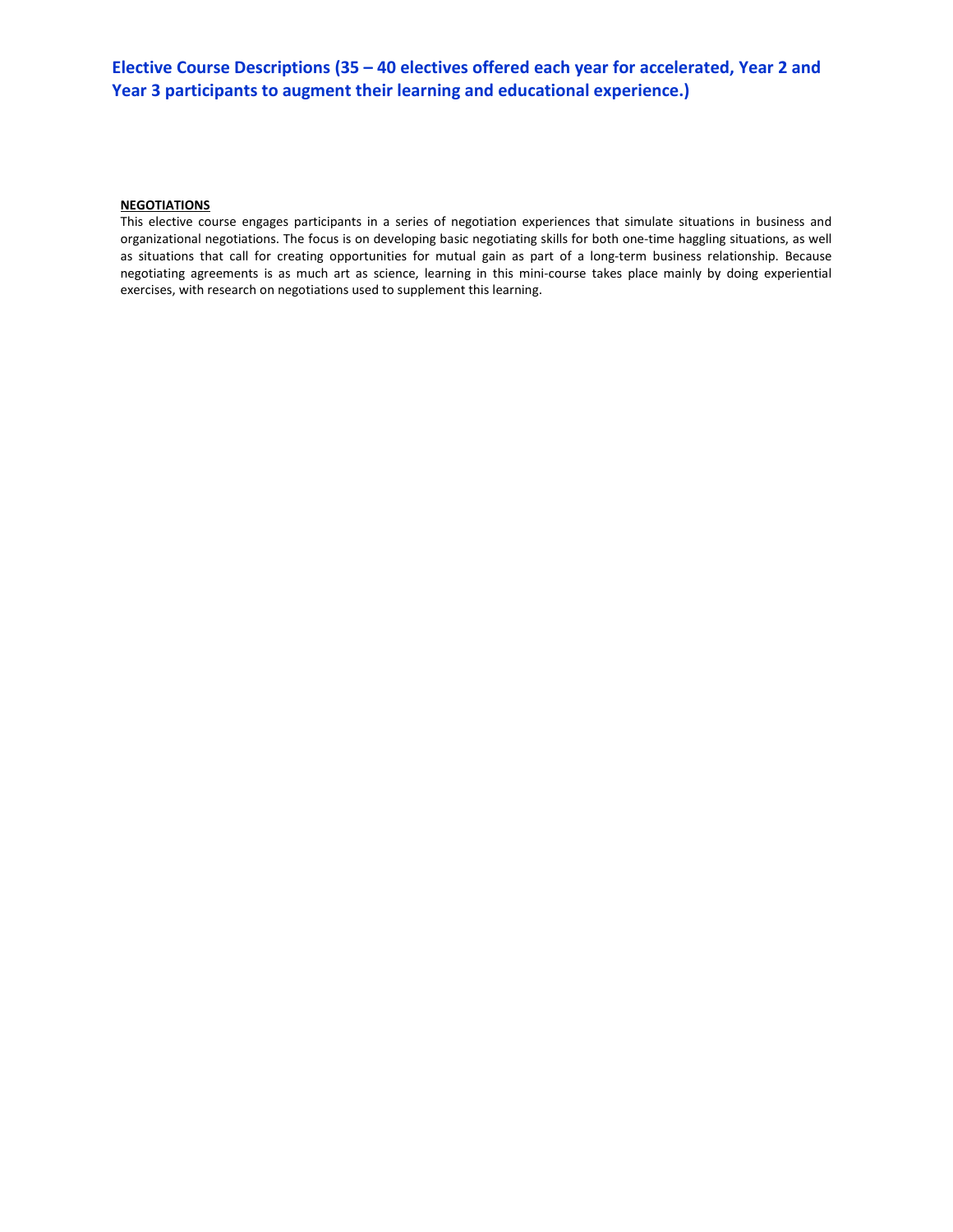## Elective Course Descriptions (35 – 40 electives offered each year for accelerated, Year 2 and Year 3 participants to augment their learning and educational experience.)

**NEGOTIATIONS**

This elective course engages participants in a series of negotiation experiences that simulate situations in business and organizational negotiations. The focus is on developing basic negotiating skills for both one-time haggling situations, as well as situations that call for creating opportunities for mutual gain as part of a long-term business relationship. Because negotiating agreements is as much art as science, learning in this mini-course takes place mainly by doing experiential exercises, with research on negotiations used to supplement this learning.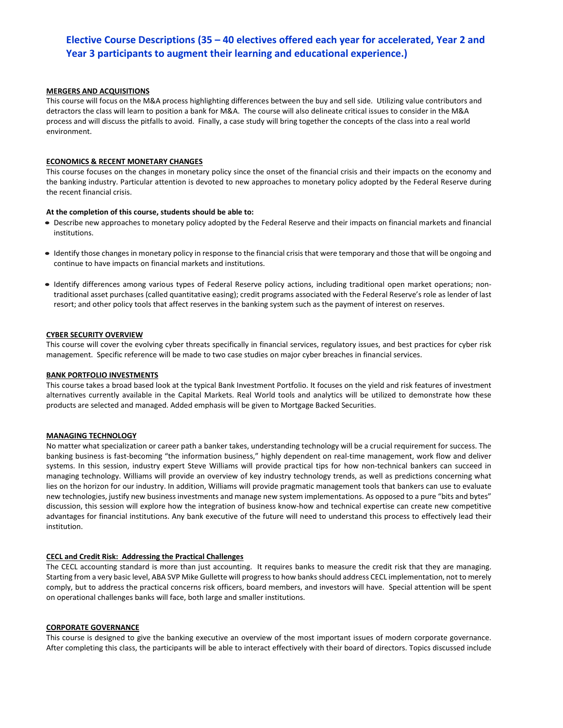## Elective Course Descriptions (35 – 40 electives offered each year for accelerated, Year 2 and Year 3 participants to augment their learning and educational experience.)

### MERGERS AND ACQUISITIONS

This course will focus on the M&A process highlighting differences between the buy and sell side. Utilizing value contributors and detractors the class will learn to position a bank for M&A. The course will also delineate critical issues to consider in the M&A process and will discuss the pitfalls to avoid. Finally, a case study will bring together the concepts of the class into a real world environment.

### ECONOMICS & RECENT MONETARY CHANGES

This course focuses on the changes in monetary policy since the onset of the financial crisis and their impacts on the economy and the banking industry. Particular attention is devoted to new approaches to monetary policy adopted by the Federal Reserve during the recent financial crisis.

**At the completion of this course, students should be able to:**

- Describe new approaches to monetary policy adopted by the Federal Reserve and their impacts on financial markets and financial institutions.
- Identify those changes in monetary policy in response to the financial crisis that were temporary and those that will be ongoing and continue to have impacts on financial markets and institutions.
- Identify differences among various types of Federal Reserve policy actions, including traditional open market operations; non-traditional asset purchases (called quantitative easing); credit programs associated with the Federal Reserve's role as lender of last resort; and other policy tools that affect reserves in the banking system such as the payment of interest on reserves.

### CYBER SECURITY OVERVIEW

This course will cover the evolving cyber threats specifically in financial services, regulatory issues, and best practices for cyber risk management. Specific reference will be made to two case studies on major cyber breaches in financial services.

### BANK PORTFOLIO INVESTMENTS

This course takes a broad based look at the typical Bank Investment Portfolio. It focuses on the yield and risk features of investment alternatives currently available in the Capital Markets. Real World tools and analytics will be utilized to demonstrate how these products are selected and managed. Added emphasis will be given to Mortgage Backed Securities.

### MANAGING TECHNOLOGY

No matter what specialization or career path a banker takes, understanding technology will be a crucial requirement for success. The banking business is fast-becoming "the information business," highly dependent on real-time management, work flow and deliver systems. In this session, industry expert Steve Williams will provide practical tips for how non-technical bankers can succeed in managing technology. Williams will provide an overview of key industry technology trends, as well as predictions concerning what lies on the horizon for our industry. In addition, Williams will provide pragmatic management tools that bankers can use to evaluate new technologies, justify new business investments and manage new system implementations. As opposed to a pure "bits and bytes" discussion, this session will explore how the integration of business know-how and technical expertise can create new competitive advantages for financial institutions. Any bank executive of the future will need to understand this process to effectively lead their institution.

### CECL and Credit Risk: Addressing the Practical Challenges

The CECL accounting standard is more than just accounting. It requires banks to measure the credit risk that they are managing. Starting from a very basic level, ABA SVP Mike Gullette will progress to how banks should address CECL implementation, not to merely comply, but to address the practical concerns risk officers, board members, and investors will have. Special attention will be spent on operational challenges banks will face, both large and smaller institutions.

### CORPORATE GOVERNANCE

This course is designed to give the banking executive an overview of the most important issues of modern corporate governance. After completing this class, the participants will be able to interact effectively with their board of directors. Topics discussed include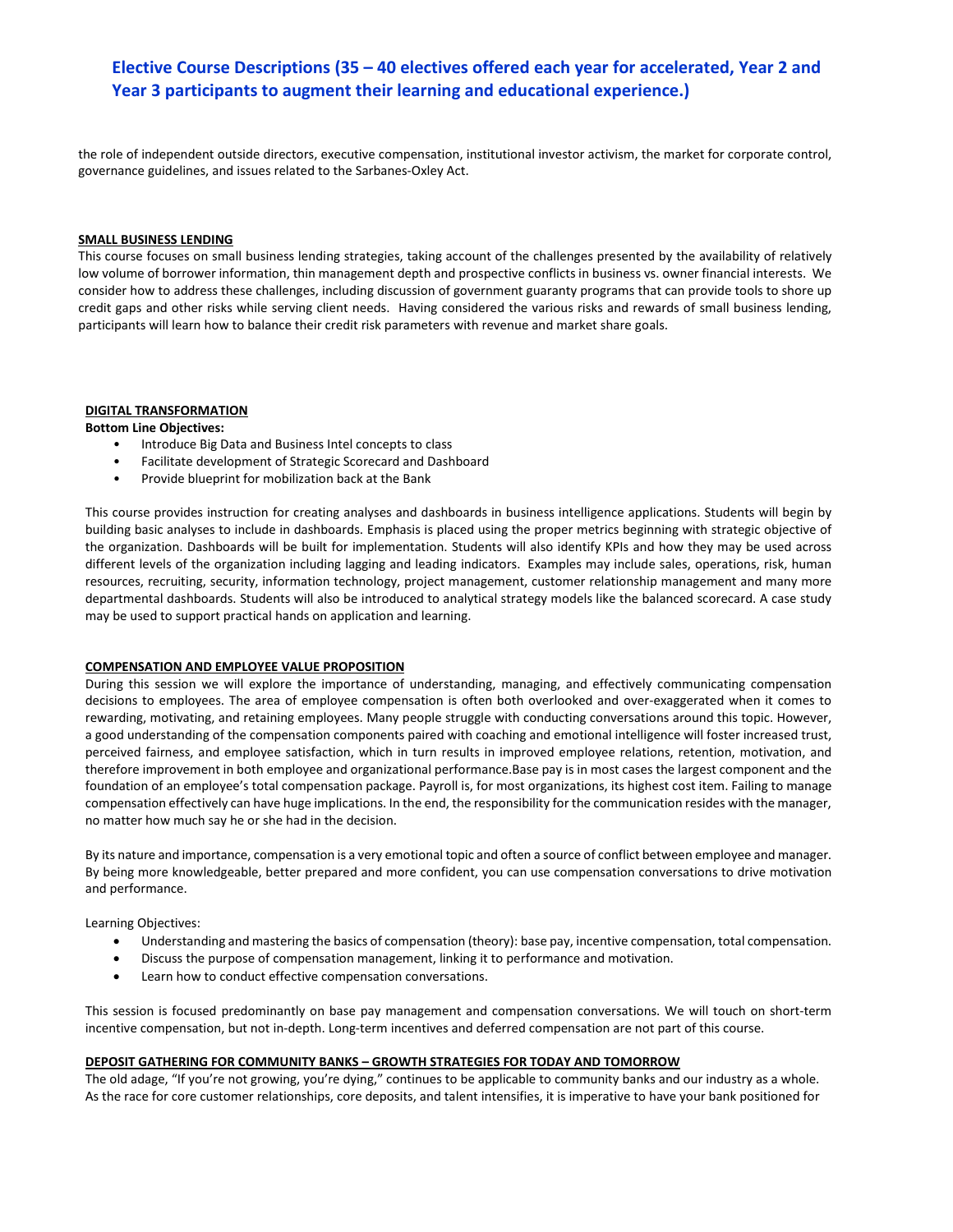# Elective Course Descriptions (35 – 40 electives offered each year for accelerated, Year 2 and Year 3 participants to augment their learning and educational experience.)

the role of independent outside directors, executive compensation, institutional investor activism, the market for corporate control, governance guidelines, and issues related to the Sarbanes-Oxley Act.

**SMALL BUSINESS LENDING**

This course focuses on small business lending strategies, taking account of the challenges presented by the availability of relatively low volume of borrower information, thin management depth and prospective conflicts in business vs. owner financial interests. We consider how to address these challenges, including discussion of government guaranty programs that can provide tools to shore up credit gaps and other risks while serving client needs. Having considered the various risks and rewards of small business lending, participants will learn how to balance their credit risk parameters with revenue and market share goals.

**DIGITAL TRANSFORMATION**

**Bottom Line Objectives:**

- Introduce Big Data and Business Intel concepts to class
- Facilitate development of Strategic Scorecard and Dashboard
- Provide blueprint for mobilization back at the Bank

This course provides instruction for creating analyses and dashboards in business intelligence applications. Students will begin by building basic analyses to include in dashboards. Emphasis is placed using the proper metrics beginning with strategic objective of the organization. Dashboards will be built for implementation. Students will also identify KPIs and how they may be used across different levels of the organization including lagging and leading indicators. Examples may include sales, operations, risk, human resources, recruiting, security, information technology, project management, customer relationship management and many more departmental dashboards. Students will also be introduced to analytical strategy models like the balanced scorecard. A case study may be used to support practical hands on application and learning.

**COMPENSATION AND EMPLOYEE VALUE PROPOSITION**

During this session we will explore the importance of understanding, managing, and effectively communicating compensation decisions to employees. The area of employee compensation is often both overlooked and over-exaggerated when it comes to rewarding, motivating, and retaining employees. Many people struggle with conducting conversations around this topic. However, a good understanding of the compensation components paired with coaching and emotional intelligence will foster increased trust, perceived fairness, and employee satisfaction, which in turn results in improved employee relations, retention, motivation, and therefore improvement in both employee and organizational performance.Base pay is in most cases the largest component and the foundation of an employee's total compensation package. Payroll is, for most organizations, its highest cost item. Failing to manage compensation effectively can have huge implications. In the end, the responsibility for the communication resides with the manager, no matter how much say he or she had in the decision.

By its nature and importance, compensation is a very emotional topic and often a source of conflict between employee and manager. By being more knowledgeable, better prepared and more confident, you can use compensation conversations to drive motivation and performance.

Learning Objectives:

- Understanding and mastering the basics of compensation (theory): base pay, incentive compensation, total compensation.
- Discuss the purpose of compensation management, linking it to performance and motivation.
- Learn how to conduct effective compensation conversations.

This session is focused predominantly on base pay management and compensation conversations. We will touch on short-term incentive compensation, but not in-depth. Long-term incentives and deferred compensation are not part of this course.

**DEPOSIT GATHERING FOR COMMUNITY BANKS – GROWTH STRATEGIES FOR TODAY AND TOMORROW**

The old adage, "If you're not growing, you're dying," continues to be applicable to community banks and our industry as a whole. As the race for core customer relationships, core deposits, and talent intensifies, it is imperative to have your bank positioned for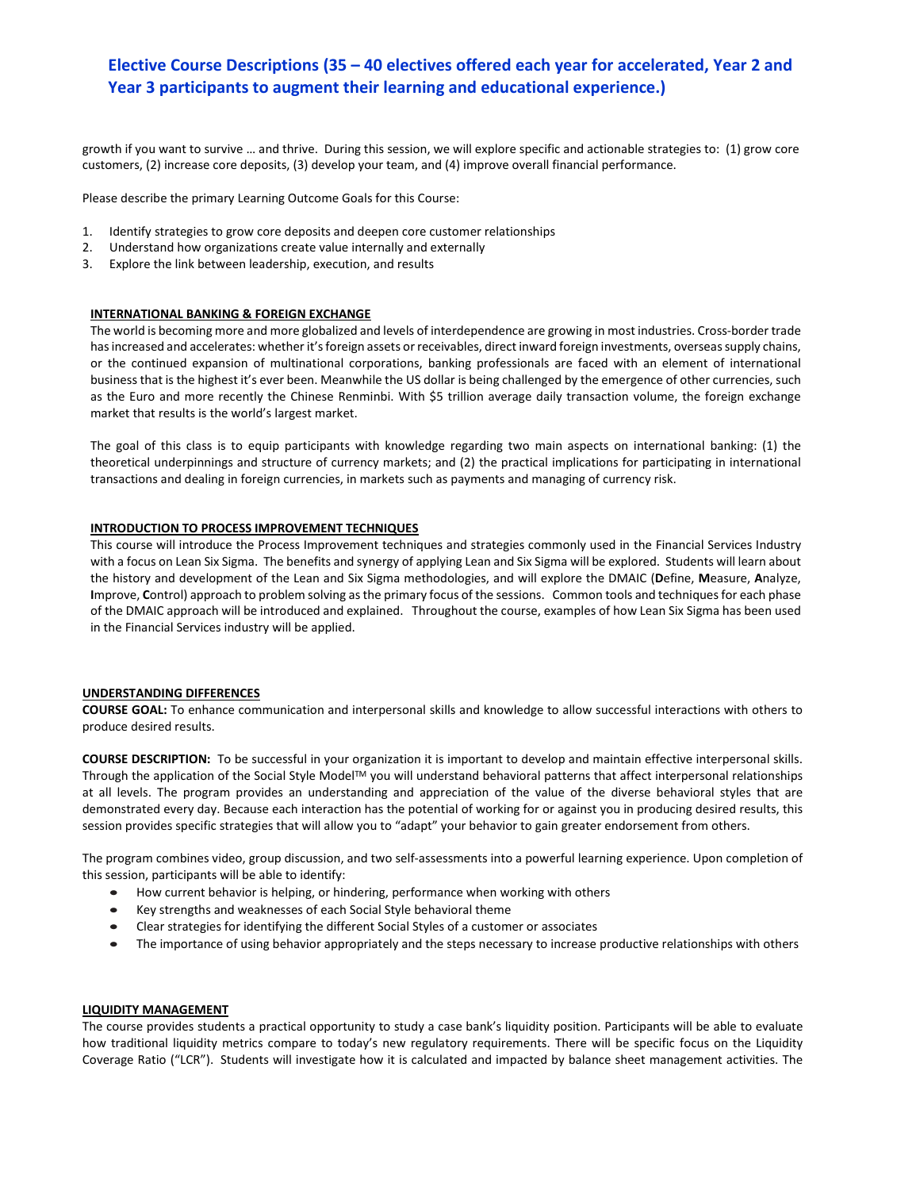growth if you want to survive … and thrive. During this session, we will explore specific and actionable strategies to: (1) grow core customers, (2) increase core deposits, (3) develop your team, and (4) improve overall financial performance.

Please describe the primary Learning Outcome Goals for this Course:

1. Identify strategies to grow core deposits and deepen core customer relationships
2. Understand how organizations create value internally and externally
3. Explore the link between leadership, execution, and results

**INTERNATIONAL BANKING & FOREIGN EXCHANGE**

The world is becoming more and more globalized and levels of interdependence are growing in most industries. Cross-border trade has increased and accelerates: whether it's foreign assets or receivables, direct inward foreign investments, overseas supply chains, or the continued expansion of multinational corporations, banking professionals are faced with an element of international business that is the highest it's ever been. Meanwhile the US dollar is being challenged by the emergence of other currencies, such as the Euro and more recently the Chinese Renminbi. With $5 trillion average daily transaction volume, the foreign exchange market that results is the world's largest market.

The goal of this class is to equip participants with knowledge regarding two main aspects on international banking: (1) the theoretical underpinnings and structure of currency markets; and (2) the practical implications for participating in international transactions and dealing in foreign currencies, in markets such as payments and managing of currency risk.

**INTRODUCTION TO PROCESS IMPROVEMENT TECHNIQUES**

This course will introduce the Process Improvement techniques and strategies commonly used in the Financial Services Industry with a focus on Lean Six Sigma. The benefits and synergy of applying Lean and Six Sigma will be explored. Students will learn about the history and development of the Lean and Six Sigma methodologies, and will explore the DMAIC (**D**efine, **M**easure, **A**nalyze, **I**mprove, **C**ontrol) approach to problem solving as the primary focus of the sessions. Common tools and techniques for each phase of the DMAIC approach will be introduced and explained. Throughout the course, examples of how Lean Six Sigma has been used in the Financial Services industry will be applied.

**UNDERSTANDING DIFFERENCES**

**COURSE GOAL:** To enhance communication and interpersonal skills and knowledge to allow successful interactions with others to produce desired results.

**COURSE DESCRIPTION:** To be successful in your organization it is important to develop and maintain effective interpersonal skills. Through the application of the Social Style Model™ you will understand behavioral patterns that affect interpersonal relationships at all levels. The program provides an understanding and appreciation of the value of the diverse behavioral styles that are demonstrated every day. Because each interaction has the potential of working for or against you in producing desired results, this session provides specific strategies that will allow you to "adapt" your behavior to gain greater endorsement from others.

The program combines video, group discussion, and two self-assessments into a powerful learning experience. Upon completion of this session, participants will be able to identify:

- How current behavior is helping, or hindering, performance when working with others
- Key strengths and weaknesses of each Social Style behavioral theme
- Clear strategies for identifying the different Social Styles of a customer or associates
- The importance of using behavior appropriately and the steps necessary to increase productive relationships with others

**LIQUIDITY MANAGEMENT**

The course provides students a practical opportunity to study a case bank's liquidity position. Participants will be able to evaluate how traditional liquidity metrics compare to today's new regulatory requirements. There will be specific focus on the Liquidity Coverage Ratio ("LCR"). Students will investigate how it is calculated and impacted by balance sheet management activities. The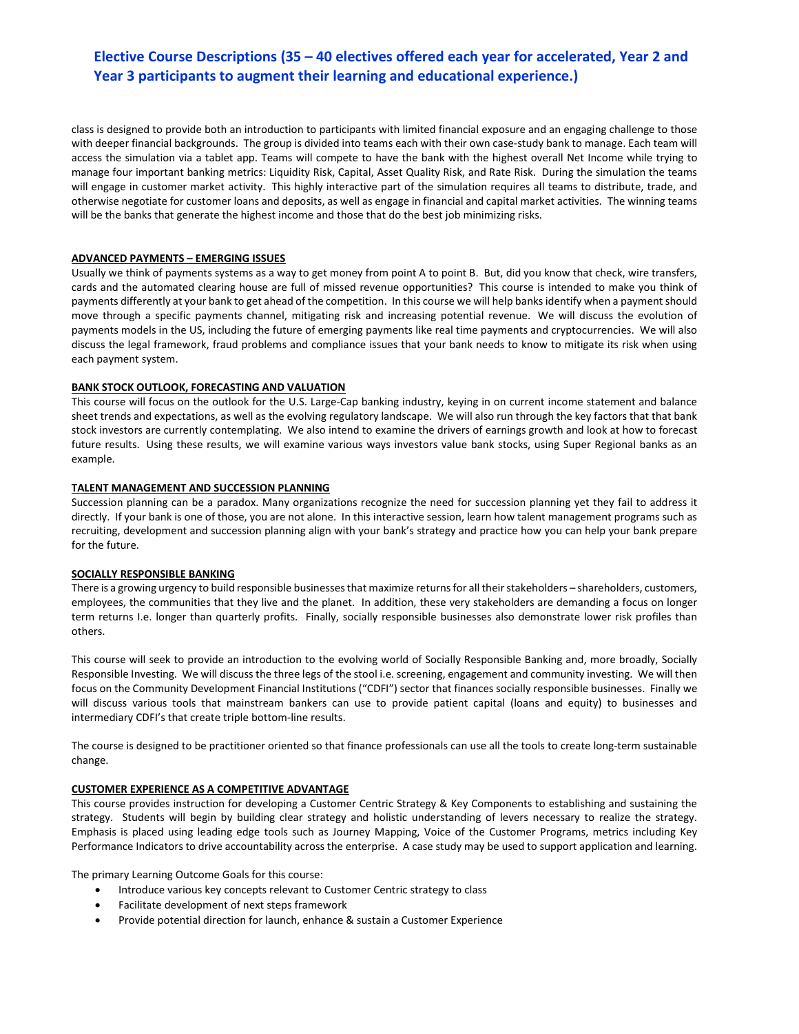# Elective Course Descriptions (35 – 40 electives offered each year for accelerated, Year 2 and Year 3 participants to augment their learning and educational experience.)

class is designed to provide both an introduction to participants with limited financial exposure and an engaging challenge to those with deeper financial backgrounds. The group is divided into teams each with their own case-study bank to manage. Each team will access the simulation via a tablet app. Teams will compete to have the bank with the highest overall Net Income while trying to manage four important banking metrics: Liquidity Risk, Capital, Asset Quality Risk, and Rate Risk. During the simulation the teams will engage in customer market activity. This highly interactive part of the simulation requires all teams to distribute, trade, and otherwise negotiate for customer loans and deposits, as well as engage in financial and capital market activities. The winning teams will be the banks that generate the highest income and those that do the best job minimizing risks.

**ADVANCED PAYMENTS – EMERGING ISSUES**

Usually we think of payments systems as a way to get money from point A to point B. But, did you know that check, wire transfers, cards and the automated clearing house are full of missed revenue opportunities? This course is intended to make you think of payments differently at your bank to get ahead of the competition. In this course we will help banks identify when a payment should move through a specific payments channel, mitigating risk and increasing potential revenue. We will discuss the evolution of payments models in the US, including the future of emerging payments like real time payments and cryptocurrencies. We will also discuss the legal framework, fraud problems and compliance issues that your bank needs to know to mitigate its risk when using each payment system.

**BANK STOCK OUTLOOK, FORECASTING AND VALUATION**

This course will focus on the outlook for the U.S. Large-Cap banking industry, keying in on current income statement and balance sheet trends and expectations, as well as the evolving regulatory landscape. We will also run through the key factors that that bank stock investors are currently contemplating. We also intend to examine the drivers of earnings growth and look at how to forecast future results. Using these results, we will examine various ways investors value bank stocks, using Super Regional banks as an example.

**TALENT MANAGEMENT AND SUCCESSION PLANNING**

Succession planning can be a paradox. Many organizations recognize the need for succession planning yet they fail to address it directly. If your bank is one of those, you are not alone. In this interactive session, learn how talent management programs such as recruiting, development and succession planning align with your bank's strategy and practice how you can help your bank prepare for the future.

**SOCIALLY RESPONSIBLE BANKING**

There is a growing urgency to build responsible businesses that maximize returns for all their stakeholders – shareholders, customers, employees, the communities that they live and the planet. In addition, these very stakeholders are demanding a focus on longer term returns I.e. longer than quarterly profits. Finally, socially responsible businesses also demonstrate lower risk profiles than others.

This course will seek to provide an introduction to the evolving world of Socially Responsible Banking and, more broadly, Socially Responsible Investing. We will discuss the three legs of the stool i.e. screening, engagement and community investing. We will then focus on the Community Development Financial Institutions ("CDFI") sector that finances socially responsible businesses. Finally we will discuss various tools that mainstream bankers can use to provide patient capital (loans and equity) to businesses and intermediary CDFI's that create triple bottom-line results.

The course is designed to be practitioner oriented so that finance professionals can use all the tools to create long-term sustainable change.

**CUSTOMER EXPERIENCE AS A COMPETITIVE ADVANTAGE**

This course provides instruction for developing a Customer Centric Strategy & Key Components to establishing and sustaining the strategy. Students will begin by building clear strategy and holistic understanding of levers necessary to realize the strategy. Emphasis is placed using leading edge tools such as Journey Mapping, Voice of the Customer Programs, metrics including Key Performance Indicators to drive accountability across the enterprise. A case study may be used to support application and learning.

The primary Learning Outcome Goals for this course:

- Introduce various key concepts relevant to Customer Centric strategy to class
- Facilitate development of next steps framework
- Provide potential direction for launch, enhance & sustain a Customer Experience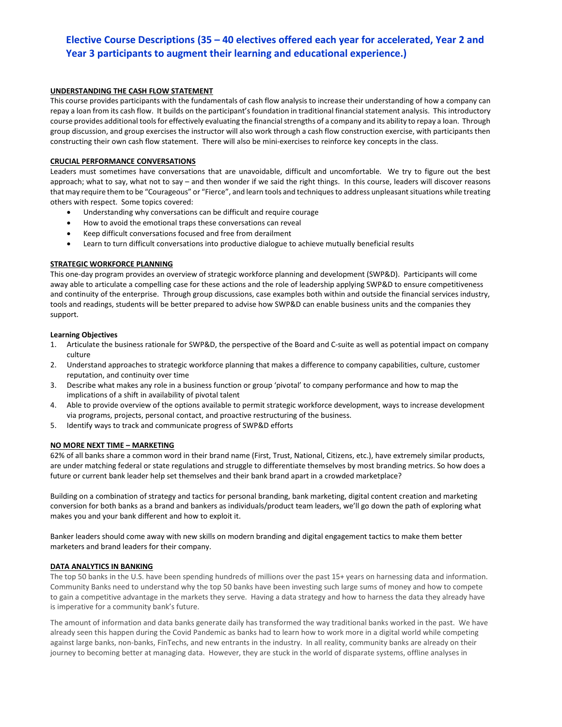# Elective Course Descriptions (35 – 40 electives offered each year for accelerated, Year 2 and Year 3 participants to augment their learning and educational experience.)

**UNDERSTANDING THE CASH FLOW STATEMENT**

This course provides participants with the fundamentals of cash flow analysis to increase their understanding of how a company can repay a loan from its cash flow. It builds on the participant's foundation in traditional financial statement analysis. This introductory course provides additional tools for effectively evaluating the financial strengths of a company and its ability to repay a loan. Through group discussion, and group exercises the instructor will also work through a cash flow construction exercise, with participants then constructing their own cash flow statement. There will also be mini-exercises to reinforce key concepts in the class.

**CRUCIAL PERFORMANCE CONVERSATIONS**

Leaders must sometimes have conversations that are unavoidable, difficult and uncomfortable. We try to figure out the best approach; what to say, what not to say – and then wonder if we said the right things. In this course, leaders will discover reasons that may require them to be "Courageous" or "Fierce", and learn tools and techniques to address unpleasant situations while treating others with respect. Some topics covered:

- Understanding why conversations can be difficult and require courage
- How to avoid the emotional traps these conversations can reveal
- Keep difficult conversations focused and free from derailment
- Learn to turn difficult conversations into productive dialogue to achieve mutually beneficial results

**STRATEGIC WORKFORCE PLANNING**

This one-day program provides an overview of strategic workforce planning and development (SWP&D). Participants will come away able to articulate a compelling case for these actions and the role of leadership applying SWP&D to ensure competitiveness and continuity of the enterprise. Through group discussions, case examples both within and outside the financial services industry, tools and readings, students will be better prepared to advise how SWP&D can enable business units and the companies they support.

**Learning Objectives**

1. Articulate the business rationale for SWP&D, the perspective of the Board and C-suite as well as potential impact on company culture
2. Understand approaches to strategic workforce planning that makes a difference to company capabilities, culture, customer reputation, and continuity over time
3. Describe what makes any role in a business function or group 'pivotal' to company performance and how to map the implications of a shift in availability of pivotal talent
4. Able to provide overview of the options available to permit strategic workforce development, ways to increase development via programs, projects, personal contact, and proactive restructuring of the business.
5. Identify ways to track and communicate progress of SWP&D efforts

**NO MORE NEXT TIME – MARKETING**

62% of all banks share a common word in their brand name (First, Trust, National, Citizens, etc.), have extremely similar products, are under matching federal or state regulations and struggle to differentiate themselves by most branding metrics. So how does a future or current bank leader help set themselves and their bank brand apart in a crowded marketplace?

Building on a combination of strategy and tactics for personal branding, bank marketing, digital content creation and marketing conversion for both banks as a brand and bankers as individuals/product team leaders, we'll go down the path of exploring what makes you and your bank different and how to exploit it.

Banker leaders should come away with new skills on modern branding and digital engagement tactics to make them better marketers and brand leaders for their company.

**DATA ANALYTICS IN BANKING**

The top 50 banks in the U.S. have been spending hundreds of millions over the past 15+ years on harnessing data and information. Community Banks need to understand why the top 50 banks have been investing such large sums of money and how to compete to gain a competitive advantage in the markets they serve. Having a data strategy and how to harness the data they already have is imperative for a community bank's future.

The amount of information and data banks generate daily has transformed the way traditional banks worked in the past. We have already seen this happen during the Covid Pandemic as banks had to learn how to work more in a digital world while competing against large banks, non-banks, FinTechs, and new entrants in the industry. In all reality, community banks are already on their journey to becoming better at managing data. However, they are stuck in the world of disparate systems, offline analyses in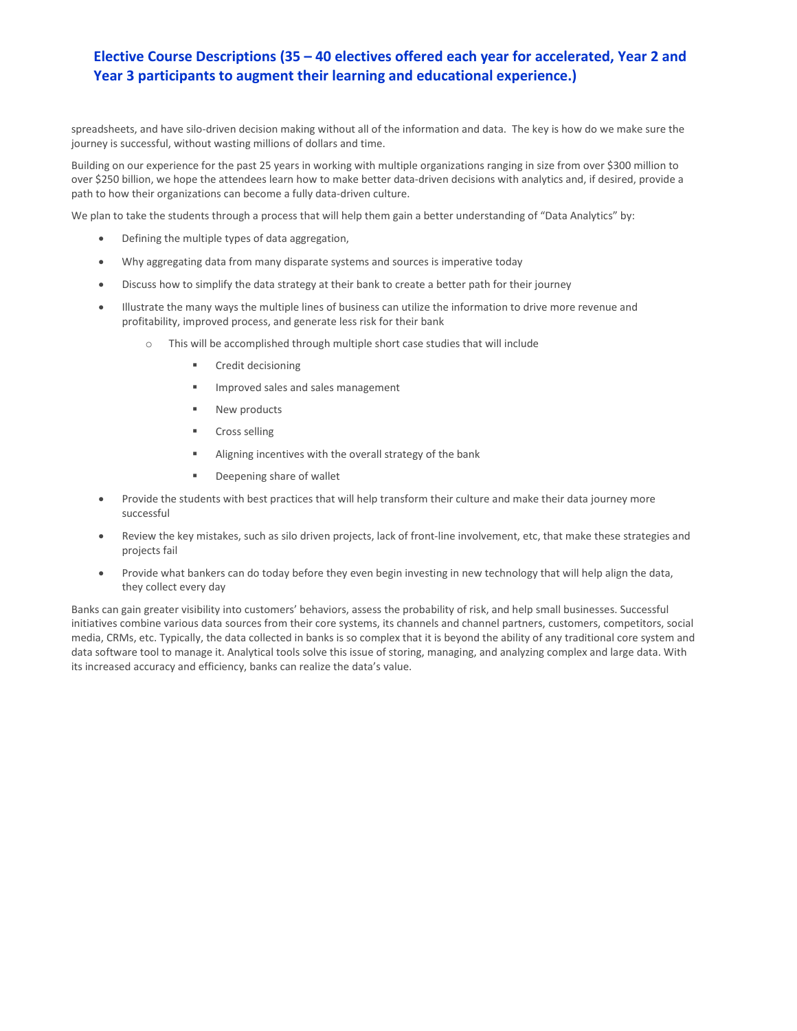spreadsheets, and have silo-driven decision making without all of the information and data. The key is how do we make sure the journey is successful, without wasting millions of dollars and time.

Building on our experience for the past 25 years in working with multiple organizations ranging in size from over $300 million to over $250 billion, we hope the attendees learn how to make better data-driven decisions with analytics and, if desired, provide a path to how their organizations can become a fully data-driven culture.

We plan to take the students through a process that will help them gain a better understanding of "Data Analytics" by:

- Defining the multiple types of data aggregation,
- Why aggregating data from many disparate systems and sources is imperative today
- Discuss how to simplify the data strategy at their bank to create a better path for their journey
- Illustrate the many ways the multiple lines of business can utilize the information to drive more revenue and profitability, improved process, and generate less risk for their bank
    - This will be accomplished through multiple short case studies that will include
        - Credit decisioning
        - Improved sales and sales management
        - New products
        - Cross selling
        - Aligning incentives with the overall strategy of the bank
        - Deepening share of wallet
- Provide the students with best practices that will help transform their culture and make their data journey more successful
- Review the key mistakes, such as silo driven projects, lack of front-line involvement, etc, that make these strategies and projects fail
- Provide what bankers can do today before they even begin investing in new technology that will help align the data, they collect every day

Banks can gain greater visibility into customers' behaviors, assess the probability of risk, and help small businesses. Successful initiatives combine various data sources from their core systems, its channels and channel partners, customers, competitors, social media, CRMs, etc. Typically, the data collected in banks is so complex that it is beyond the ability of any traditional core system and data software tool to manage it. Analytical tools solve this issue of storing, managing, and analyzing complex and large data. With its increased accuracy and efficiency, banks can realize the data's value.